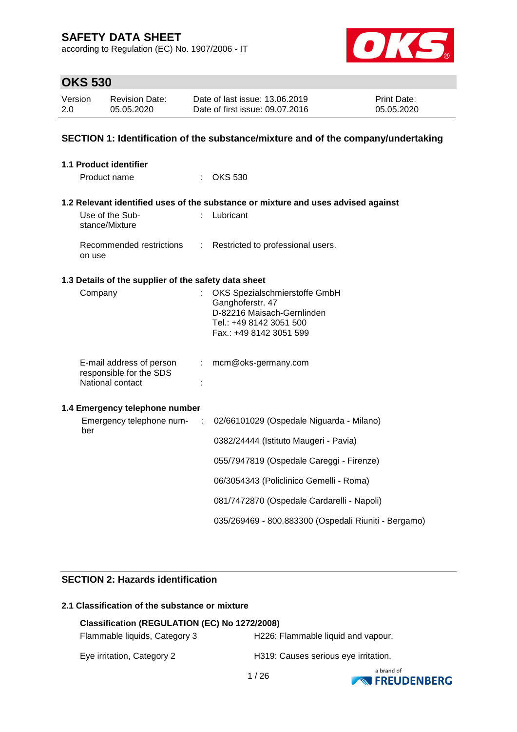# SAFETY DATA SHEET

according to Regulation (EC) No. 1907/2006 - IT

## OKS 530

| Version | Revision Date: | Date of last issue: 13.06.2019 | Print Date: |
|---|---|---|---|
| 2.0 | 05.05.2020 | Date of first issue: 09.07.2016 | 05.05.2020 |

## SECTION 1: Identification of the substance/mixture and of the company/undertaking

### 1.1 Product identifier

Product name : OKS 530

### 1.2 Relevant identified uses of the substance or mixture and uses advised against

Use of the Substance/Mixture : Lubricant

Recommended restrictions on use : Restricted to professional users.

### 1.3 Details of the supplier of the safety data sheet

Company : OKS Spezialschmierstoffe GmbH
Ganghoferstr. 47
D-82216 Maisach-Gernlinden
Tel.: +49 8142 3051 500
Fax.: +49 8142 3051 599

E-mail address of person responsible for the SDS : mcm@oks-germany.com

National contact :

### 1.4 Emergency telephone number

Emergency telephone number : 02/66101029 (Ospedale Niguarda - Milano)

0382/24444 (Istituto Maugeri - Pavia)

055/7947819 (Ospedale Careggi - Firenze)

06/3054343 (Policlinico Gemelli - Roma)

081/7472870 (Ospedale Cardarelli - Napoli)

035/269469 - 800.883300 (Ospedali Riuniti - Bergamo)

## SECTION 2: Hazards identification

### 2.1 Classification of the substance or mixture

**Classification (REGULATION (EC) No 1272/2008)**

Flammable liquids, Category 3 — H226: Flammable liquid and vapour.

Eye irritation, Category 2 — H319: Causes serious eye irritation.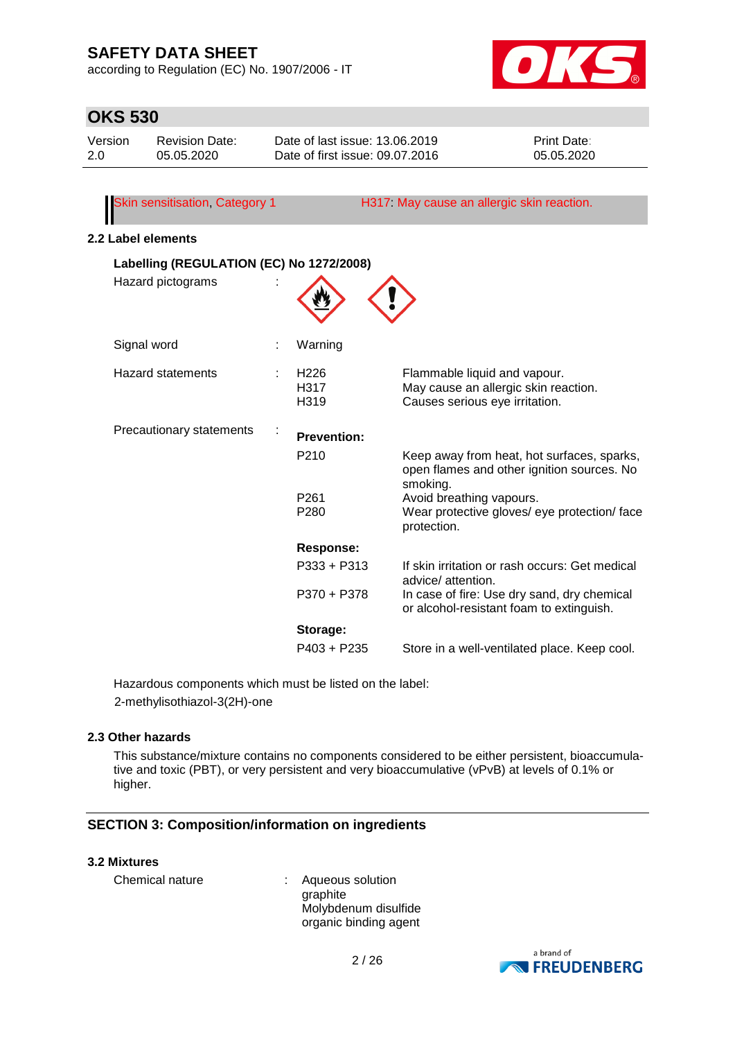| Skin sensitisation, Category 1 | H317: May cause an allergic skin reaction. |
|---|---|

### 2.2 Label elements

**Labelling (REGULATION (EC) No 1272/2008)**

Hazard pictograms :

Signal word : Warning

Hazard statements :

| | |
|---|---|
| H226 | Flammable liquid and vapour. |
| H317 | May cause an allergic skin reaction. |
| H319 | Causes serious eye irritation. |

Precautionary statements :

**Prevention:**

| | |
|---|---|
| P210 | Keep away from heat, hot surfaces, sparks, open flames and other ignition sources. No smoking. |
| P261 | Avoid breathing vapours. |
| P280 | Wear protective gloves/ eye protection/ face protection. |

**Response:**

| | |
|---|---|
| P333 + P313 | If skin irritation or rash occurs: Get medical advice/ attention. |
| P370 + P378 | In case of fire: Use dry sand, dry chemical or alcohol-resistant foam to extinguish. |

**Storage:**

| | |
|---|---|
| P403 + P235 | Store in a well-ventilated place. Keep cool. |

Hazardous components which must be listed on the label:
2-methylisothiazol-3(2H)-one

### 2.3 Other hazards

This substance/mixture contains no components considered to be either persistent, bioaccumulative and toxic (PBT), or very persistent and very bioaccumulative (vPvB) at levels of 0.1% or higher.

## SECTION 3: Composition/information on ingredients

### 3.2 Mixtures

Chemical nature : Aqueous solution
graphite
Molybdenum disulfide
organic binding agent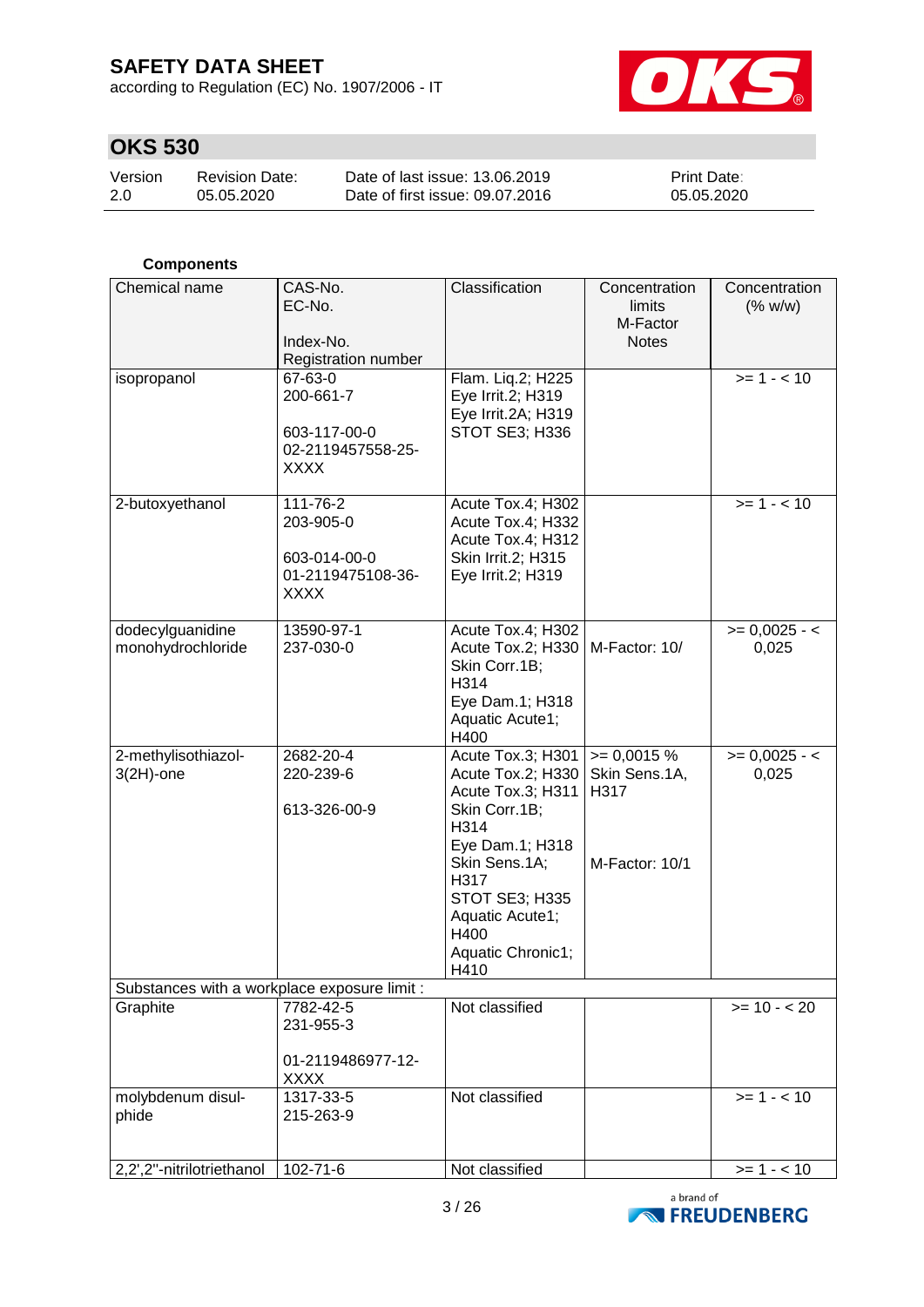**Components**

| Chemical name | CAS-No.<br>EC-No.<br><br>Index-No.<br>Registration number | Classification | Concentration limits<br>M-Factor<br>Notes | Concentration (% w/w) |
|---|---|---|---|---|
| isopropanol | 67-63-0<br>200-661-7<br><br>603-117-00-0<br>02-2119457558-25-XXXX | Flam. Liq.2; H225<br>Eye Irrit.2; H319<br>Eye Irrit.2A; H319<br>STOT SE3; H336 | | >= 1 - < 10 |
| 2-butoxyethanol | 111-76-2<br>203-905-0<br><br>603-014-00-0<br>01-2119475108-36-XXXX | Acute Tox.4; H302<br>Acute Tox.4; H332<br>Acute Tox.4; H312<br>Skin Irrit.2; H315<br>Eye Irrit.2; H319 | | >= 1 - < 10 |
| dodecylguanidine monohydrochloride | 13590-97-1<br>237-030-0 | Acute Tox.4; H302<br>Acute Tox.2; H330<br>Skin Corr.1B; H314<br>Eye Dam.1; H318<br>Aquatic Acute1; H400 | M-Factor: 10/ | >= 0,0025 - < 0,025 |
| 2-methylisothiazol-3(2H)-one | 2682-20-4<br>220-239-6<br><br>613-326-00-9 | Acute Tox.3; H301<br>Acute Tox.2; H330<br>Acute Tox.3; H311<br>Skin Corr.1B; H314<br>Eye Dam.1; H318<br>Skin Sens.1A; H317<br>STOT SE3; H335<br>Aquatic Acute1; H400<br>Aquatic Chronic1; H410 | >= 0,0015 %<br>Skin Sens.1A, H317<br><br>M-Factor: 10/1 | >= 0,0025 - < 0,025 |
| Substances with a workplace exposure limit : | | | | |
| Graphite | 7782-42-5<br>231-955-3<br><br>01-2119486977-12-XXXX | Not classified | | >= 10 - < 20 |
| molybdenum disulphide | 1317-33-5<br>215-263-9 | Not classified | | >= 1 - < 10 |
| 2,2',2''-nitrilotriethanol | 102-71-6 | Not classified | | >= 1 - < 10 |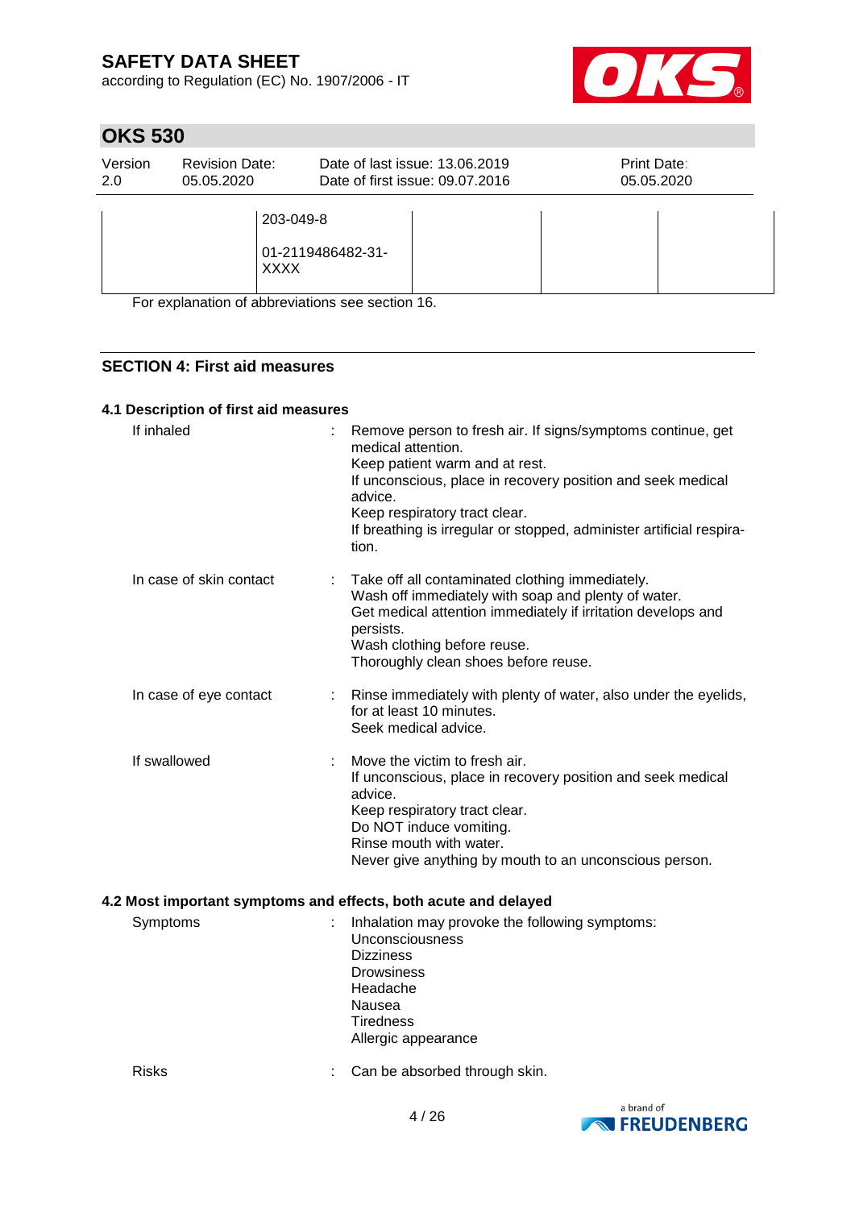| | 203-049-8<br><br>01-2119486482-31-XXXX | | | |
|---|---|---|---|---|

For explanation of abbreviations see section 16.

## SECTION 4: First aid measures

### 4.1 Description of first aid measures

**If inhaled** : Remove person to fresh air. If signs/symptoms continue, get medical attention.
Keep patient warm and at rest.
If unconscious, place in recovery position and seek medical advice.
Keep respiratory tract clear.
If breathing is irregular or stopped, administer artificial respiration.

**In case of skin contact** : Take off all contaminated clothing immediately.
Wash off immediately with soap and plenty of water.
Get medical attention immediately if irritation develops and persists.
Wash clothing before reuse.
Thoroughly clean shoes before reuse.

**In case of eye contact** : Rinse immediately with plenty of water, also under the eyelids, for at least 10 minutes.
Seek medical advice.

**If swallowed** : Move the victim to fresh air.
If unconscious, place in recovery position and seek medical advice.
Keep respiratory tract clear.
Do NOT induce vomiting.
Rinse mouth with water.
Never give anything by mouth to an unconscious person.

### 4.2 Most important symptoms and effects, both acute and delayed

**Symptoms** : Inhalation may provoke the following symptoms:
Unconsciousness
Dizziness
Drowsiness
Headache
Nausea
Tiredness
Allergic appearance

**Risks** : Can be absorbed through skin.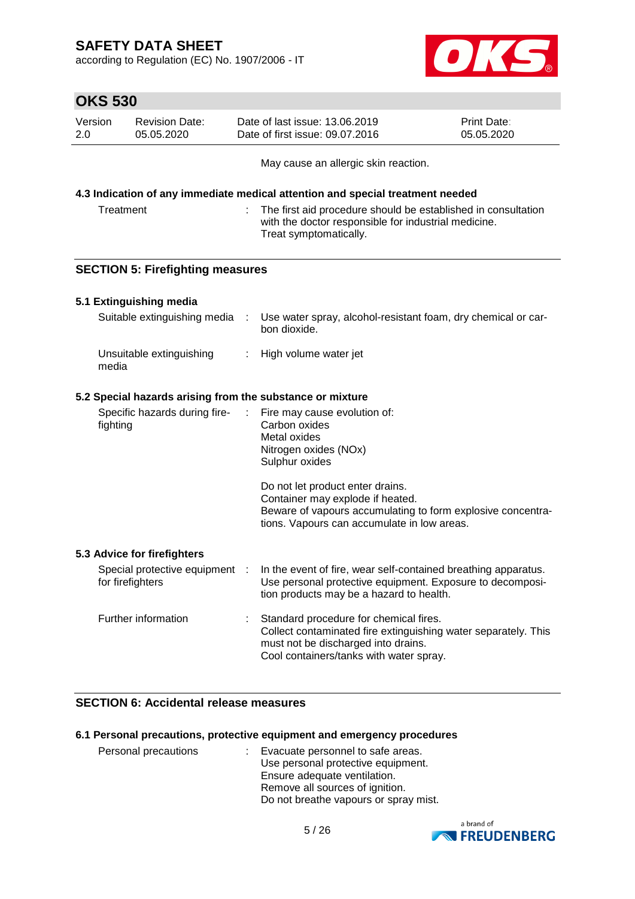May cause an allergic skin reaction.

### 4.3 Indication of any immediate medical attention and special treatment needed

| | | |
|---|---|---|
| Treatment | : | The first aid procedure should be established in consultation with the doctor responsible for industrial medicine.<br>Treat symptomatically. |

## SECTION 5: Firefighting measures

### 5.1 Extinguishing media

| | | |
|---|---|---|
| Suitable extinguishing media | : | Use water spray, alcohol-resistant foam, dry chemical or carbon dioxide. |
| Unsuitable extinguishing media | : | High volume water jet |

### 5.2 Special hazards arising from the substance or mixture

| | | |
|---|---|---|
| Specific hazards during firefighting | : | Fire may cause evolution of:<br>Carbon oxides<br>Metal oxides<br>Nitrogen oxides (NOx)<br>Sulphur oxides<br><br>Do not let product enter drains.<br>Container may explode if heated.<br>Beware of vapours accumulating to form explosive concentrations. Vapours can accumulate in low areas. |

### 5.3 Advice for firefighters

| | | |
|---|---|---|
| Special protective equipment for firefighters | : | In the event of fire, wear self-contained breathing apparatus.<br>Use personal protective equipment. Exposure to decomposition products may be a hazard to health. |
| Further information | : | Standard procedure for chemical fires.<br>Collect contaminated fire extinguishing water separately. This must not be discharged into drains.<br>Cool containers/tanks with water spray. |

## SECTION 6: Accidental release measures

### 6.1 Personal precautions, protective equipment and emergency procedures

| | | |
|---|---|---|
| Personal precautions | : | Evacuate personnel to safe areas.<br>Use personal protective equipment.<br>Ensure adequate ventilation.<br>Remove all sources of ignition.<br>Do not breathe vapours or spray mist. |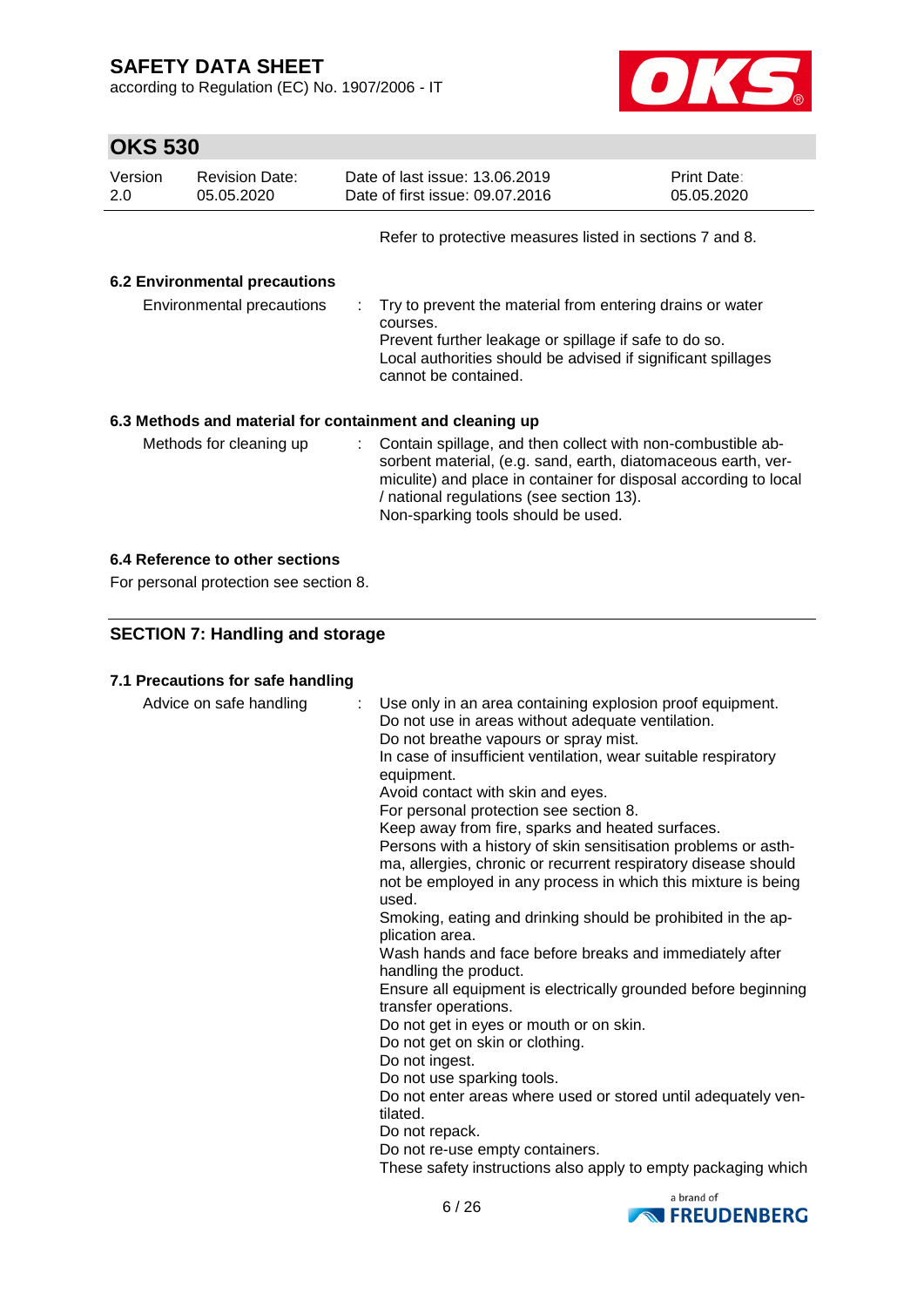Refer to protective measures listed in sections 7 and 8.

### 6.2 Environmental precautions

Environmental precautions : Try to prevent the material from entering drains or water courses.
Prevent further leakage or spillage if safe to do so.
Local authorities should be advised if significant spillages cannot be contained.

### 6.3 Methods and material for containment and cleaning up

Methods for cleaning up : Contain spillage, and then collect with non-combustible absorbent material, (e.g. sand, earth, diatomaceous earth, vermiculite) and place in container for disposal according to local / national regulations (see section 13).
Non-sparking tools should be used.

### 6.4 Reference to other sections

For personal protection see section 8.

## SECTION 7: Handling and storage

### 7.1 Precautions for safe handling

Advice on safe handling : Use only in an area containing explosion proof equipment.
Do not use in areas without adequate ventilation.
Do not breathe vapours or spray mist.
In case of insufficient ventilation, wear suitable respiratory equipment.
Avoid contact with skin and eyes.
For personal protection see section 8.
Keep away from fire, sparks and heated surfaces.
Persons with a history of skin sensitisation problems or asthma, allergies, chronic or recurrent respiratory disease should not be employed in any process in which this mixture is being used.
Smoking, eating and drinking should be prohibited in the application area.
Wash hands and face before breaks and immediately after handling the product.
Ensure all equipment is electrically grounded before beginning transfer operations.
Do not get in eyes or mouth or on skin.
Do not get on skin or clothing.
Do not ingest.
Do not use sparking tools.
Do not enter areas where used or stored until adequately ventilated.
Do not repack.
Do not re-use empty containers.
These safety instructions also apply to empty packaging which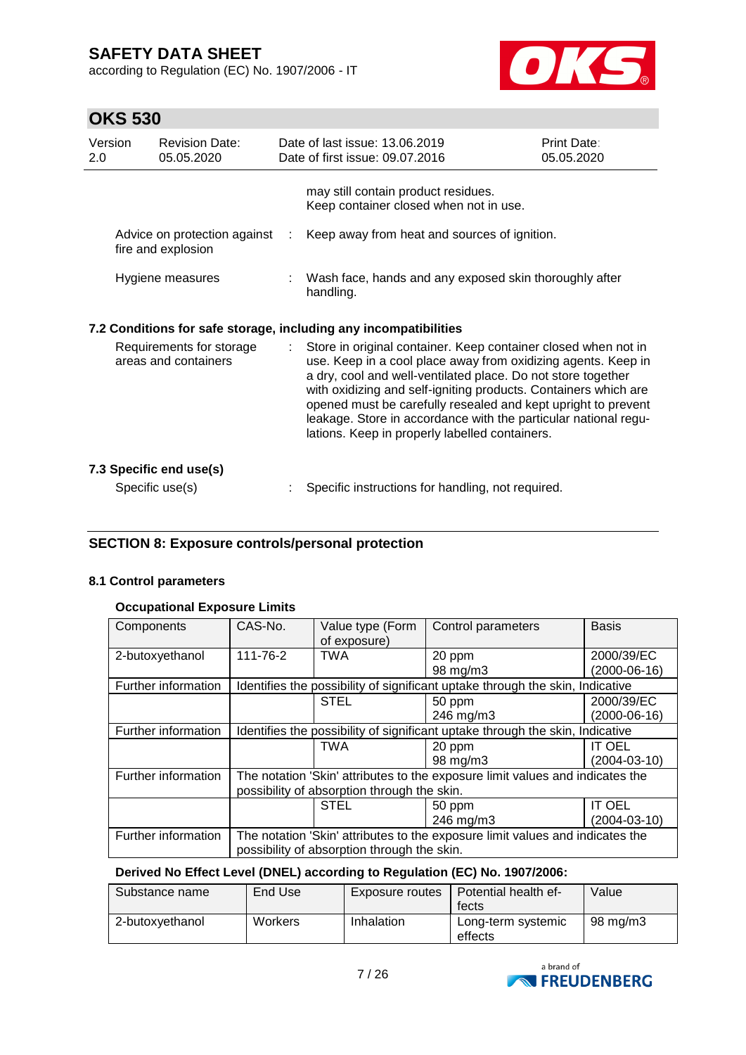may still contain product residues.
Keep container closed when not in use.

Advice on protection against fire and explosion : Keep away from heat and sources of ignition.

Hygiene measures : Wash face, hands and any exposed skin thoroughly after handling.

### 7.2 Conditions for safe storage, including any incompatibilities

Requirements for storage areas and containers : Store in original container. Keep container closed when not in use. Keep in a cool place away from oxidizing agents. Keep in a dry, cool and well-ventilated place. Do not store together with oxidizing and self-igniting products. Containers which are opened must be carefully resealed and kept upright to prevent leakage. Store in accordance with the particular national regulations. Keep in properly labelled containers.

### 7.3 Specific end use(s)

Specific use(s) : Specific instructions for handling, not required.

## SECTION 8: Exposure controls/personal protection

### 8.1 Control parameters

**Occupational Exposure Limits**

| Components | CAS-No. | Value type (Form of exposure) | Control parameters | Basis |
|---|---|---|---|---|
| 2-butoxyethanol | 111-76-2 | TWA | 20 ppm<br>98 mg/m3 | 2000/39/EC (2000-06-16) |
| Further information | Identifies the possibility of significant uptake through the skin, Indicative | | | |
| | | STEL | 50 ppm<br>246 mg/m3 | 2000/39/EC (2000-06-16) |
| Further information | Identifies the possibility of significant uptake through the skin, Indicative | | | |
| | | TWA | 20 ppm<br>98 mg/m3 | IT OEL (2004-03-10) |
| Further information | The notation 'Skin' attributes to the exposure limit values and indicates the possibility of absorption through the skin. | | | |
| | | STEL | 50 ppm<br>246 mg/m3 | IT OEL (2004-03-10) |
| Further information | The notation 'Skin' attributes to the exposure limit values and indicates the possibility of absorption through the skin. | | | |

**Derived No Effect Level (DNEL) according to Regulation (EC) No. 1907/2006:**

| Substance name | End Use | Exposure routes | Potential health effects | Value |
|---|---|---|---|---|
| 2-butoxyethanol | Workers | Inhalation | Long-term systemic effects | 98 mg/m3 |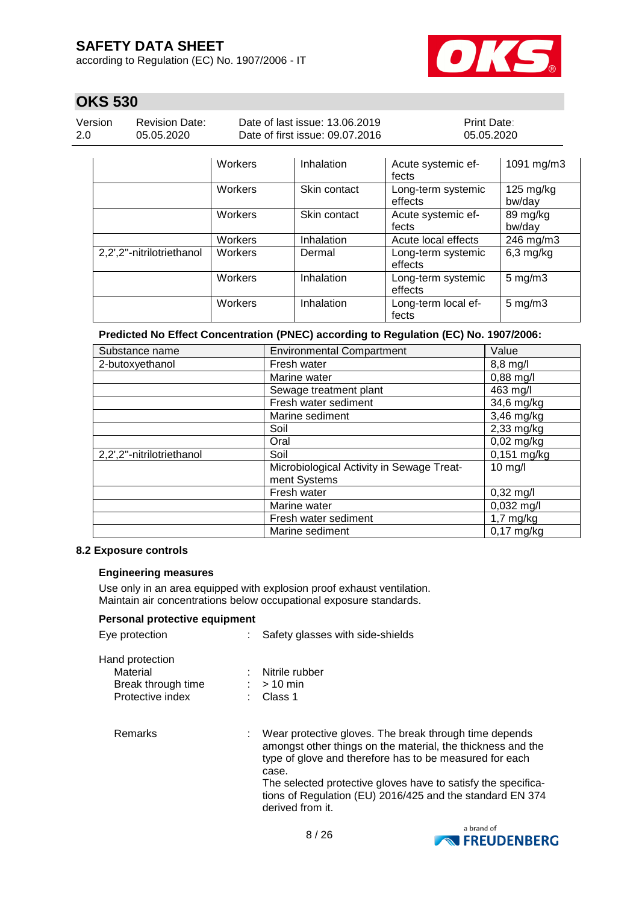| | Workers | Inhalation | Acute systemic effects | 1091 mg/m3 |
|---|---|---|---|---|
| | Workers | Skin contact | Long-term systemic effects | 125 mg/kg bw/day |
| | Workers | Skin contact | Acute systemic effects | 89 mg/kg bw/day |
| | Workers | Inhalation | Acute local effects | 246 mg/m3 |
| 2,2',2''-nitrilotriethanol | Workers | Dermal | Long-term systemic effects | 6,3 mg/kg |
| | Workers | Inhalation | Long-term systemic effects | 5 mg/m3 |
| | Workers | Inhalation | Long-term local effects | 5 mg/m3 |

**Predicted No Effect Concentration (PNEC) according to Regulation (EC) No. 1907/2006:**

| Substance name | Environmental Compartment | Value |
|---|---|---|
| 2-butoxyethanol | Fresh water | 8,8 mg/l |
| | Marine water | 0,88 mg/l |
| | Sewage treatment plant | 463 mg/l |
| | Fresh water sediment | 34,6 mg/kg |
| | Marine sediment | 3,46 mg/kg |
| | Soil | 2,33 mg/kg |
| | Oral | 0,02 mg/kg |
| 2,2',2''-nitrilotriethanol | Soil | 0,151 mg/kg |
| | Microbiological Activity in Sewage Treatment Systems | 10 mg/l |
| | Fresh water | 0,32 mg/l |
| | Marine water | 0,032 mg/l |
| | Fresh water sediment | 1,7 mg/kg |
| | Marine sediment | 0,17 mg/kg |

### 8.2 Exposure controls

**Engineering measures**

Use only in an area equipped with explosion proof exhaust ventilation.
Maintain air concentrations below occupational exposure standards.

**Personal protective equipment**

Eye protection : Safety glasses with side-shields

Hand protection
- Material : Nitrile rubber
- Break through time : > 10 min
- Protective index : Class 1

Remarks : Wear protective gloves. The break through time depends amongst other things on the material, the thickness and the type of glove and therefore has to be measured for each case.
The selected protective gloves have to satisfy the specifications of Regulation (EU) 2016/425 and the standard EN 374 derived from it.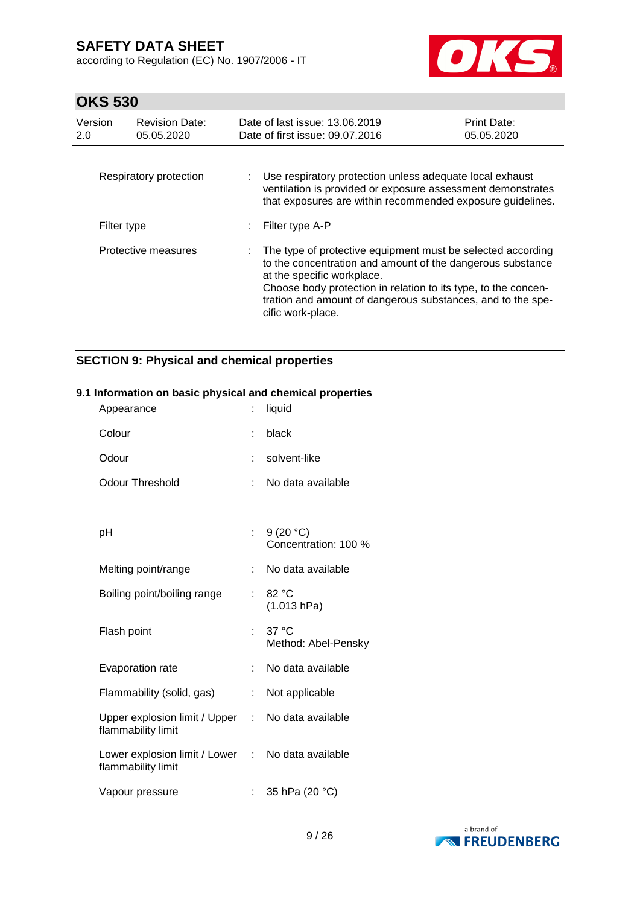| | | |
|---|---|---|
| Respiratory protection | : | Use respiratory protection unless adequate local exhaust ventilation is provided or exposure assessment demonstrates that exposures are within recommended exposure guidelines. |
| Filter type | : | Filter type A-P |
| Protective measures | : | The type of protective equipment must be selected according to the concentration and amount of the dangerous substance at the specific workplace.<br>Choose body protection in relation to its type, to the concentration and amount of dangerous substances, and to the specific work-place. |

## SECTION 9: Physical and chemical properties

### 9.1 Information on basic physical and chemical properties

| | | |
|---|---|---|
| Appearance | : | liquid |
| Colour | : | black |
| Odour | : | solvent-like |
| Odour Threshold | : | No data available |
| pH | : | 9 (20 °C)<br>Concentration: 100 % |
| Melting point/range | : | No data available |
| Boiling point/boiling range | : | 82 °C<br>(1.013 hPa) |
| Flash point | : | 37 °C<br>Method: Abel-Pensky |
| Evaporation rate | : | No data available |
| Flammability (solid, gas) | : | Not applicable |
| Upper explosion limit / Upper flammability limit | : | No data available |
| Lower explosion limit / Lower flammability limit | : | No data available |
| Vapour pressure | : | 35 hPa (20 °C) |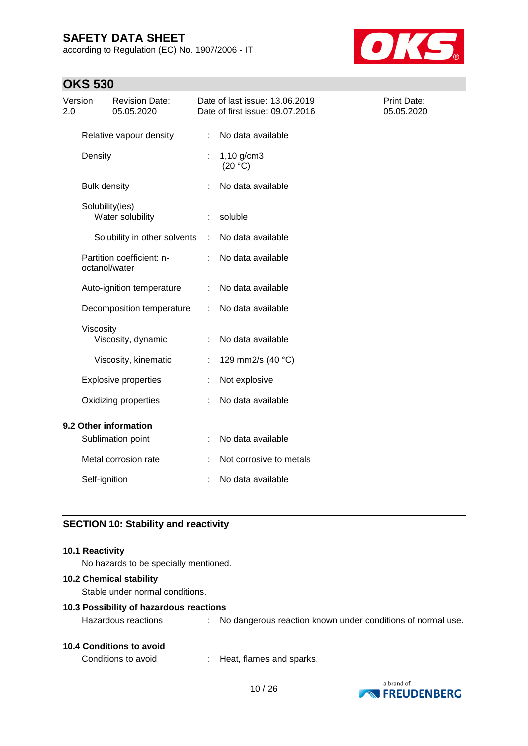| | | |
|---|---|---|
| Relative vapour density | : | No data available |
| Density | : | 1,10 g/cm3 (20 °C) |
| Bulk density | : | No data available |
| Solubility(ies) | | |
| Water solubility | : | soluble |
| Solubility in other solvents | : | No data available |
| Partition coefficient: n-octanol/water | : | No data available |
| Auto-ignition temperature | : | No data available |
| Decomposition temperature | : | No data available |
| Viscosity | | |
| Viscosity, dynamic | : | No data available |
| Viscosity, kinematic | : | 129 mm2/s (40 °C) |
| Explosive properties | : | Not explosive |
| Oxidizing properties | : | No data available |

**9.2 Other information**

| | | |
|---|---|---|
| Sublimation point | : | No data available |
| Metal corrosion rate | : | Not corrosive to metals |
| Self-ignition | : | No data available |

## SECTION 10: Stability and reactivity

**10.1 Reactivity**

No hazards to be specially mentioned.

**10.2 Chemical stability**

Stable under normal conditions.

**10.3 Possibility of hazardous reactions**

Hazardous reactions : No dangerous reaction known under conditions of normal use.

**10.4 Conditions to avoid**

Conditions to avoid : Heat, flames and sparks.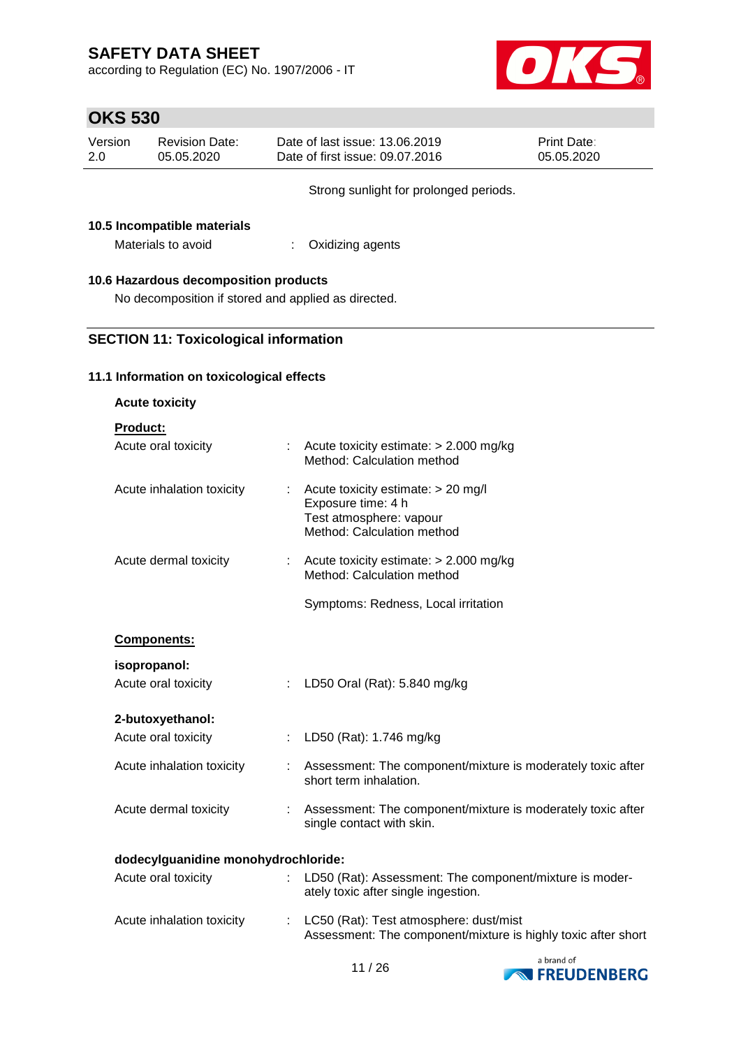Strong sunlight for prolonged periods.

### 10.5 Incompatible materials

Materials to avoid : Oxidizing agents

### 10.6 Hazardous decomposition products

No decomposition if stored and applied as directed.

## SECTION 11: Toxicological information

### 11.1 Information on toxicological effects

**Acute toxicity**

**Product:**

Acute oral toxicity : Acute toxicity estimate: > 2.000 mg/kg
Method: Calculation method

Acute inhalation toxicity : Acute toxicity estimate: > 20 mg/l
Exposure time: 4 h
Test atmosphere: vapour
Method: Calculation method

Acute dermal toxicity : Acute toxicity estimate: > 2.000 mg/kg
Method: Calculation method

Symptoms: Redness, Local irritation

**Components:**

**isopropanol:**

Acute oral toxicity : LD50 Oral (Rat): 5.840 mg/kg

**2-butoxyethanol:**

Acute oral toxicity : LD50 (Rat): 1.746 mg/kg

Acute inhalation toxicity : Assessment: The component/mixture is moderately toxic after short term inhalation.

Acute dermal toxicity : Assessment: The component/mixture is moderately toxic after single contact with skin.

**dodecylguanidine monohydrochloride:**

Acute oral toxicity : LD50 (Rat): Assessment: The component/mixture is moderately toxic after single ingestion.

Acute inhalation toxicity : LC50 (Rat): Test atmosphere: dust/mist
Assessment: The component/mixture is highly toxic after short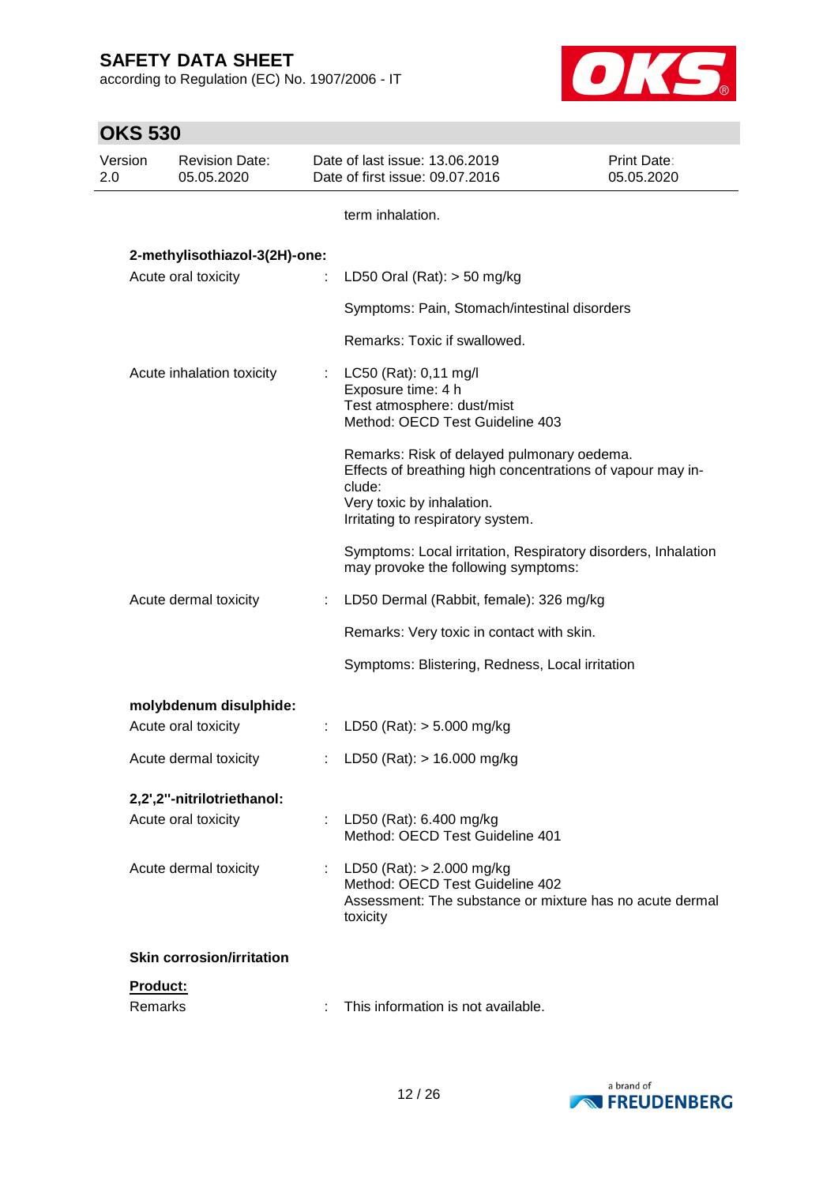term inhalation.

**2-methylisothiazol-3(2H)-one:**

Acute oral toxicity : LD50 Oral (Rat): > 50 mg/kg

Symptoms: Pain, Stomach/intestinal disorders

Remarks: Toxic if swallowed.

Acute inhalation toxicity : LC50 (Rat): 0,11 mg/l
Exposure time: 4 h
Test atmosphere: dust/mist
Method: OECD Test Guideline 403

Remarks: Risk of delayed pulmonary oedema.
Effects of breathing high concentrations of vapour may include:
Very toxic by inhalation.
Irritating to respiratory system.

Symptoms: Local irritation, Respiratory disorders, Inhalation may provoke the following symptoms:

Acute dermal toxicity : LD50 Dermal (Rabbit, female): 326 mg/kg

Remarks: Very toxic in contact with skin.

Symptoms: Blistering, Redness, Local irritation

**molybdenum disulphide:**

Acute oral toxicity : LD50 (Rat): > 5.000 mg/kg

Acute dermal toxicity : LD50 (Rat): > 16.000 mg/kg

**2,2',2''-nitrilotriethanol:**

Acute oral toxicity : LD50 (Rat): 6.400 mg/kg
Method: OECD Test Guideline 401

Acute dermal toxicity : LD50 (Rat): > 2.000 mg/kg
Method: OECD Test Guideline 402
Assessment: The substance or mixture has no acute dermal toxicity

**Skin corrosion/irritation**

**Product:**

Remarks : This information is not available.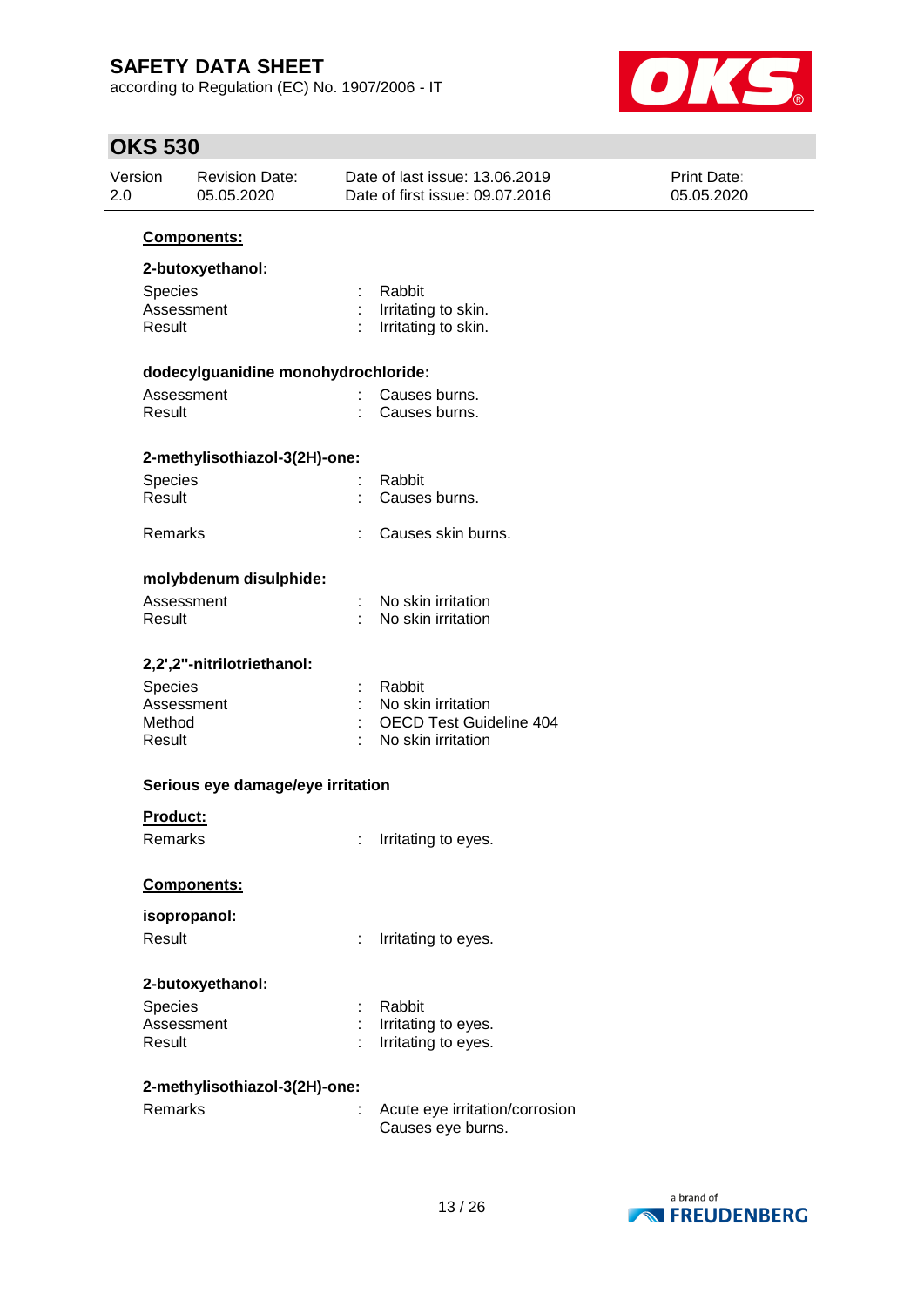**Components:**

**2-butoxyethanol:**

Species : Rabbit
Assessment : Irritating to skin.
Result : Irritating to skin.

**dodecylguanidine monohydrochloride:**

Assessment : Causes burns.
Result : Causes burns.

**2-methylisothiazol-3(2H)-one:**

Species : Rabbit
Result : Causes burns.

Remarks : Causes skin burns.

**molybdenum disulphide:**

Assessment : No skin irritation
Result : No skin irritation

**2,2',2''-nitrilotriethanol:**

Species : Rabbit
Assessment : No skin irritation
Method : OECD Test Guideline 404
Result : No skin irritation

**Serious eye damage/eye irritation**

**Product:**

Remarks : Irritating to eyes.

**Components:**

**isopropanol:**

Result : Irritating to eyes.

**2-butoxyethanol:**

Species : Rabbit
Assessment : Irritating to eyes.
Result : Irritating to eyes.

**2-methylisothiazol-3(2H)-one:**

Remarks : Acute eye irritation/corrosion
Causes eye burns.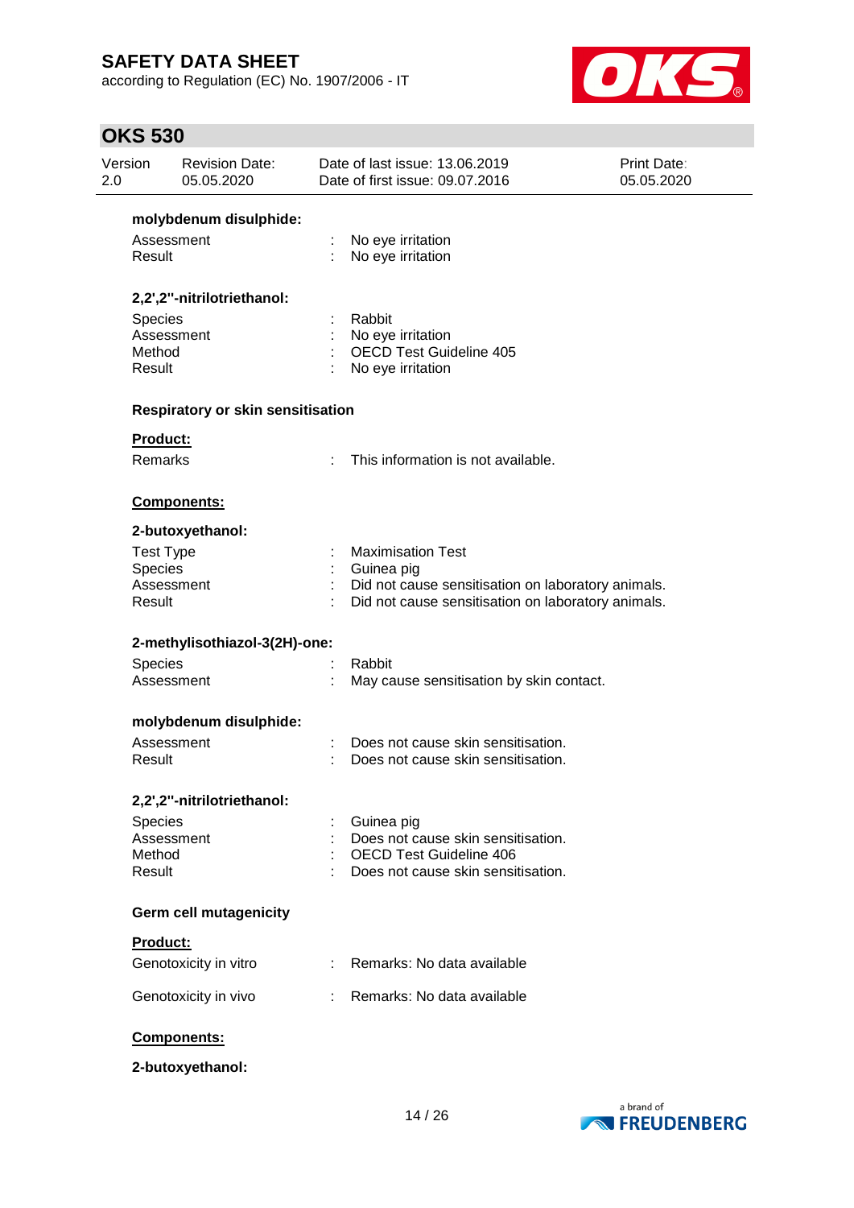**molybdenum disulphide:**

Assessment : No eye irritation
Result : No eye irritation

**2,2',2''-nitrilotriethanol:**

Species : Rabbit
Assessment : No eye irritation
Method : OECD Test Guideline 405
Result : No eye irritation

**Respiratory or skin sensitisation**

**Product:**

Remarks : This information is not available.

**Components:**

**2-butoxyethanol:**

Test Type : Maximisation Test
Species : Guinea pig
Assessment : Did not cause sensitisation on laboratory animals.
Result : Did not cause sensitisation on laboratory animals.

**2-methylisothiazol-3(2H)-one:**

Species : Rabbit
Assessment : May cause sensitisation by skin contact.

**molybdenum disulphide:**

Assessment : Does not cause skin sensitisation.
Result : Does not cause skin sensitisation.

**2,2',2''-nitrilotriethanol:**

Species : Guinea pig
Assessment : Does not cause skin sensitisation.
Method : OECD Test Guideline 406
Result : Does not cause skin sensitisation.

**Germ cell mutagenicity**

**Product:**

Genotoxicity in vitro : Remarks: No data available

Genotoxicity in vivo : Remarks: No data available

**Components:**

**2-butoxyethanol:**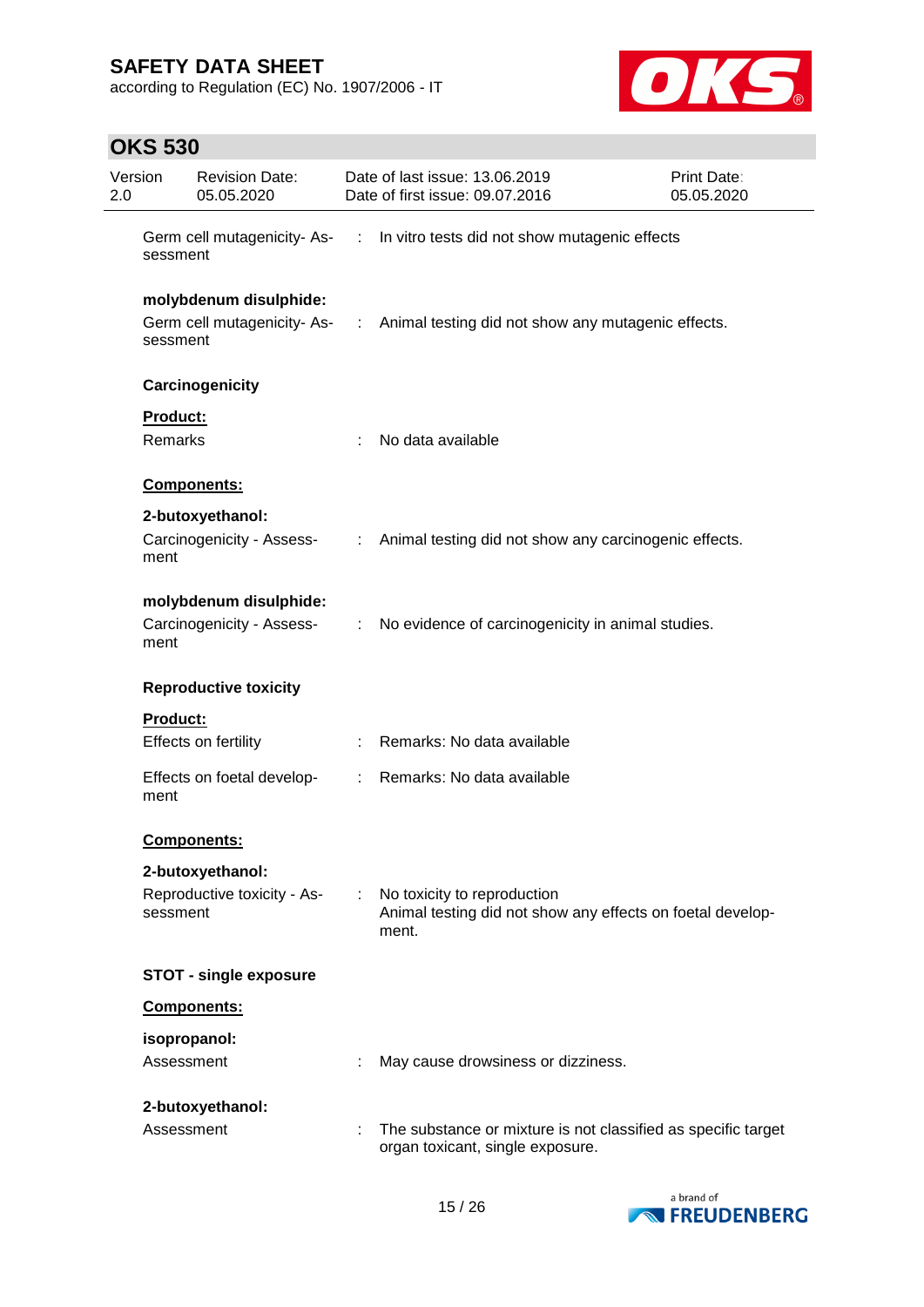Germ cell mutagenicity- Assessment : In vitro tests did not show mutagenic effects

**molybdenum disulphide:**

Germ cell mutagenicity- Assessment : Animal testing did not show any mutagenic effects.

**Carcinogenicity**

**Product:**

Remarks : No data available

**Components:**

**2-butoxyethanol:**

Carcinogenicity - Assessment : Animal testing did not show any carcinogenic effects.

**molybdenum disulphide:**

Carcinogenicity - Assessment : No evidence of carcinogenicity in animal studies.

**Reproductive toxicity**

**Product:**

Effects on fertility : Remarks: No data available

Effects on foetal development : Remarks: No data available

**Components:**

**2-butoxyethanol:**

Reproductive toxicity - Assessment : No toxicity to reproduction
Animal testing did not show any effects on foetal development.

**STOT - single exposure**

**Components:**

**isopropanol:**

Assessment : May cause drowsiness or dizziness.

**2-butoxyethanol:**

Assessment : The substance or mixture is not classified as specific target organ toxicant, single exposure.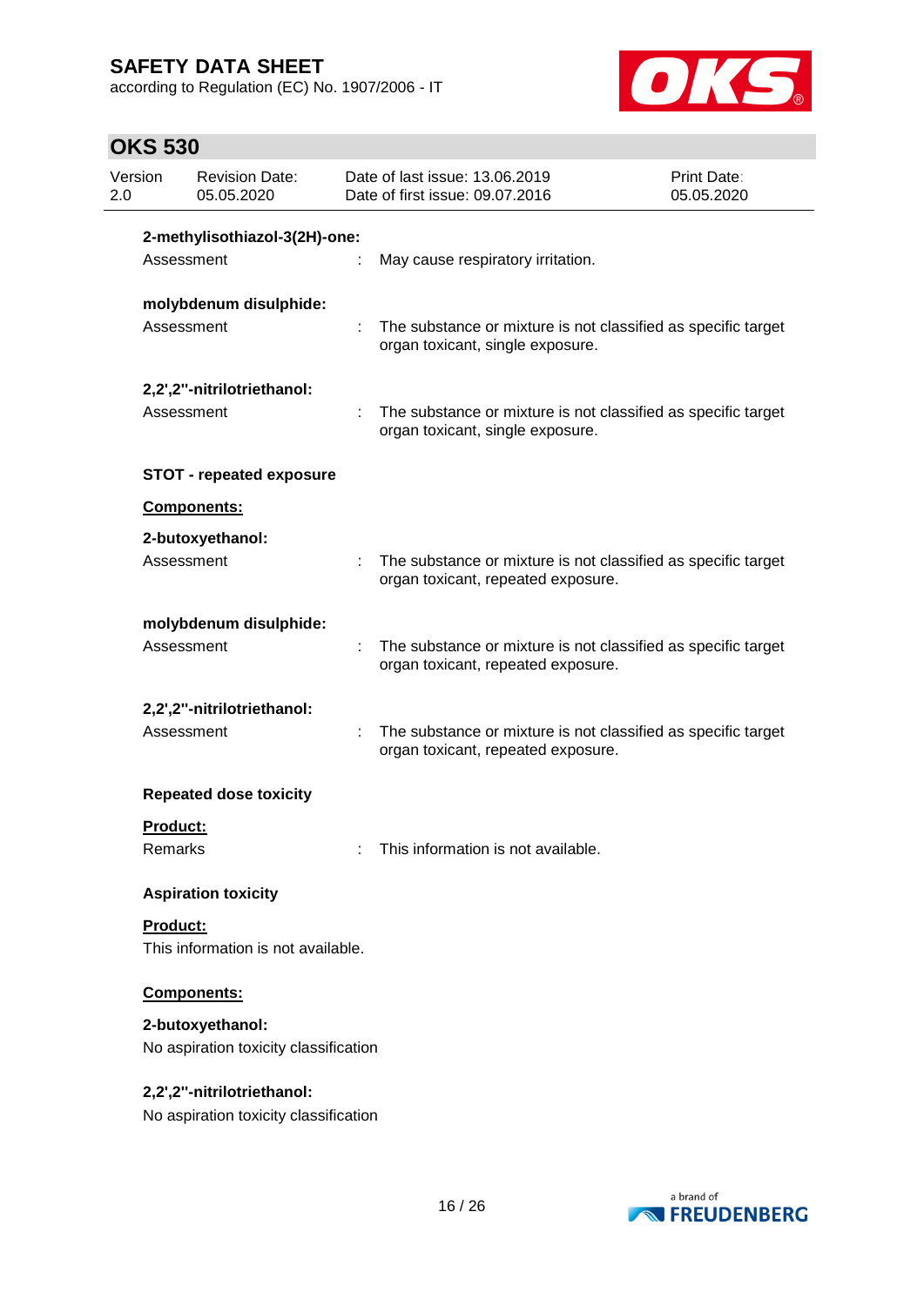**2-methylisothiazol-3(2H)-one:**

Assessment : May cause respiratory irritation.

**molybdenum disulphide:**

Assessment : The substance or mixture is not classified as specific target organ toxicant, single exposure.

**2,2',2''-nitrilotriethanol:**

Assessment : The substance or mixture is not classified as specific target organ toxicant, single exposure.

**STOT - repeated exposure**

**Components:**

**2-butoxyethanol:**

Assessment : The substance or mixture is not classified as specific target organ toxicant, repeated exposure.

**molybdenum disulphide:**

Assessment : The substance or mixture is not classified as specific target organ toxicant, repeated exposure.

**2,2',2''-nitrilotriethanol:**

Assessment : The substance or mixture is not classified as specific target organ toxicant, repeated exposure.

**Repeated dose toxicity**

**Product:**

Remarks : This information is not available.

**Aspiration toxicity**

**Product:**

This information is not available.

**Components:**

**2-butoxyethanol:**

No aspiration toxicity classification

**2,2',2''-nitrilotriethanol:**

No aspiration toxicity classification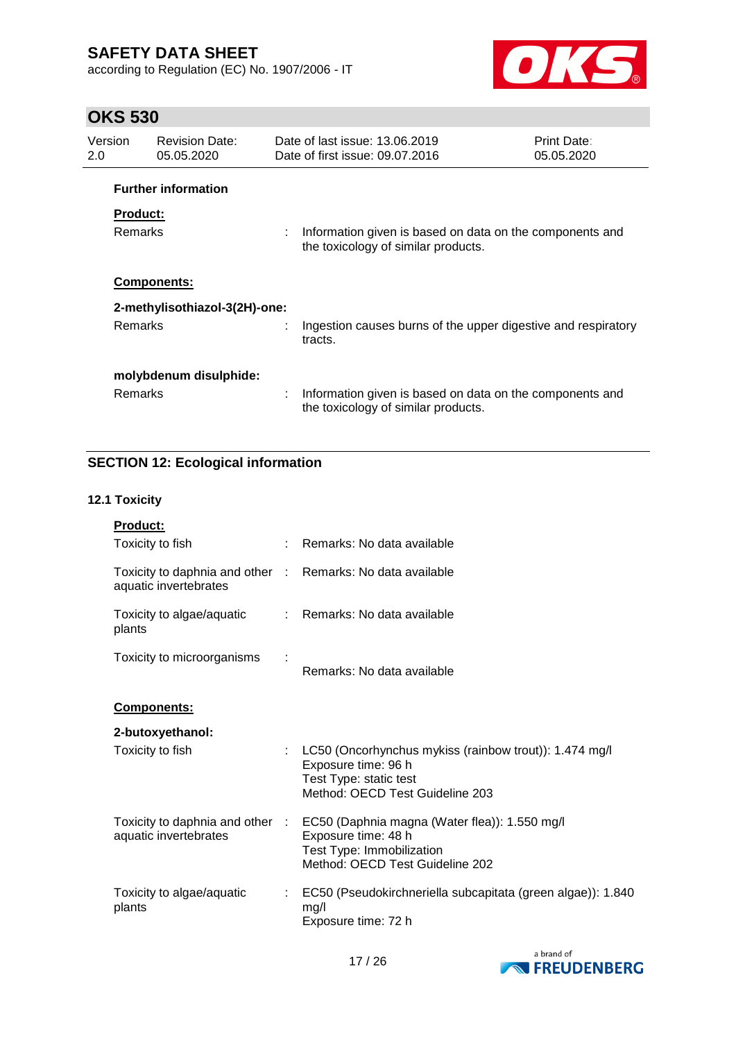**Further information**

**Product:**

| | | |
|---|---|---|
| Remarks | : | Information given is based on data on the components and the toxicology of similar products. |

**Components:**

**2-methylisothiazol-3(2H)-one:**

| | | |
|---|---|---|
| Remarks | : | Ingestion causes burns of the upper digestive and respiratory tracts. |

**molybdenum disulphide:**

| | | |
|---|---|---|
| Remarks | : | Information given is based on data on the components and the toxicology of similar products. |

## SECTION 12: Ecological information

### 12.1 Toxicity

**Product:**

| | | |
|---|---|---|
| Toxicity to fish | : | Remarks: No data available |
| Toxicity to daphnia and other aquatic invertebrates | : | Remarks: No data available |
| Toxicity to algae/aquatic plants | : | Remarks: No data available |
| Toxicity to microorganisms | : | Remarks: No data available |

**Components:**

**2-butoxyethanol:**

| | | |
|---|---|---|
| Toxicity to fish | : | LC50 (Oncorhynchus mykiss (rainbow trout)): 1.474 mg/l<br>Exposure time: 96 h<br>Test Type: static test<br>Method: OECD Test Guideline 203 |
| Toxicity to daphnia and other aquatic invertebrates | : | EC50 (Daphnia magna (Water flea)): 1.550 mg/l<br>Exposure time: 48 h<br>Test Type: Immobilization<br>Method: OECD Test Guideline 202 |
| Toxicity to algae/aquatic plants | : | EC50 (Pseudokirchneriella subcapitata (green algae)): 1.840 mg/l<br>Exposure time: 72 h |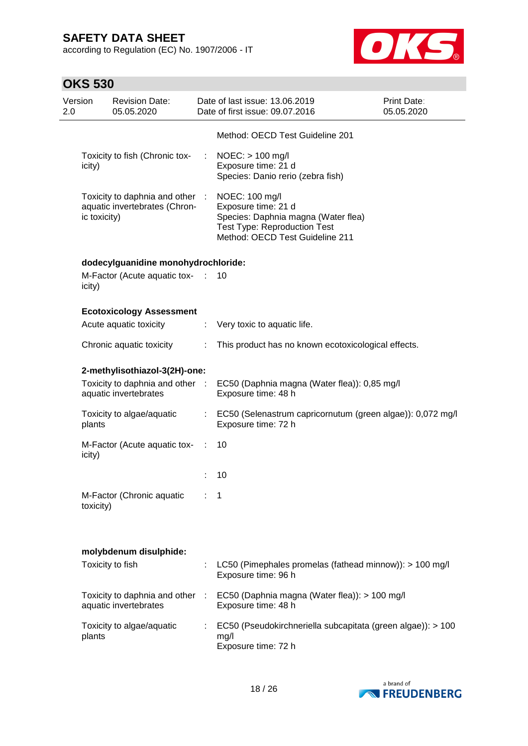Method: OECD Test Guideline 201

Toxicity to fish (Chronic toxicity) : NOEC: > 100 mg/l
Exposure time: 21 d
Species: Danio rerio (zebra fish)

Toxicity to daphnia and other aquatic invertebrates (Chronic toxicity) : NOEC: 100 mg/l
Exposure time: 21 d
Species: Daphnia magna (Water flea)
Test Type: Reproduction Test
Method: OECD Test Guideline 211

**dodecylguanidine monohydrochloride:**

M-Factor (Acute aquatic toxicity) : 10

**Ecotoxicology Assessment**

Acute aquatic toxicity : Very toxic to aquatic life.

Chronic aquatic toxicity : This product has no known ecotoxicological effects.

**2-methylisothiazol-3(2H)-one:**

Toxicity to daphnia and other aquatic invertebrates : EC50 (Daphnia magna (Water flea)): 0,85 mg/l
Exposure time: 48 h

Toxicity to algae/aquatic plants : EC50 (Selenastrum capricornutum (green algae)): 0,072 mg/l
Exposure time: 72 h

M-Factor (Acute aquatic toxicity) : 10

: 10

M-Factor (Chronic aquatic toxicity) : 1

**molybdenum disulphide:**

Toxicity to fish : LC50 (Pimephales promelas (fathead minnow)): > 100 mg/l
Exposure time: 96 h

Toxicity to daphnia and other aquatic invertebrates : EC50 (Daphnia magna (Water flea)): > 100 mg/l
Exposure time: 48 h

Toxicity to algae/aquatic plants : EC50 (Pseudokirchneriella subcapitata (green algae)): > 100 mg/l
Exposure time: 72 h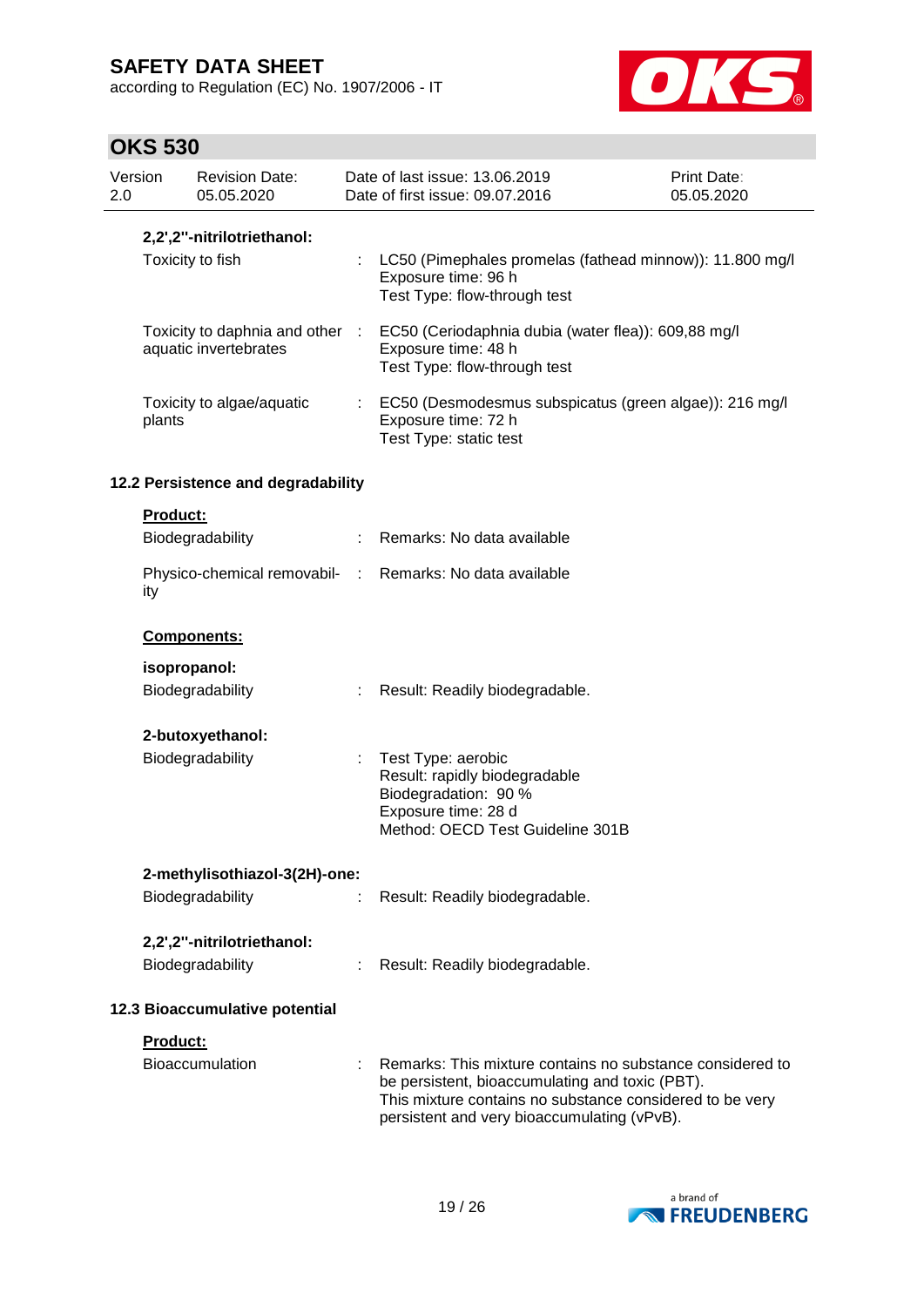**2,2',2''-nitrilotriethanol:**

| | | |
|---|---|---|
| Toxicity to fish | : | LC50 (Pimephales promelas (fathead minnow)): 11.800 mg/l<br>Exposure time: 96 h<br>Test Type: flow-through test |
| Toxicity to daphnia and other aquatic invertebrates | : | EC50 (Ceriodaphnia dubia (water flea)): 609,88 mg/l<br>Exposure time: 48 h<br>Test Type: flow-through test |
| Toxicity to algae/aquatic plants | : | EC50 (Desmodesmus subspicatus (green algae)): 216 mg/l<br>Exposure time: 72 h<br>Test Type: static test |

### 12.2 Persistence and degradability

**Product:**

| | | |
|---|---|---|
| Biodegradability | : | Remarks: No data available |
| Physico-chemical removability | : | Remarks: No data available |

**Components:**

**isopropanol:**

| | | |
|---|---|---|
| Biodegradability | : | Result: Readily biodegradable. |

**2-butoxyethanol:**

| | | |
|---|---|---|
| Biodegradability | : | Test Type: aerobic<br>Result: rapidly biodegradable<br>Biodegradation: 90 %<br>Exposure time: 28 d<br>Method: OECD Test Guideline 301B |

**2-methylisothiazol-3(2H)-one:**

| | | |
|---|---|---|
| Biodegradability | : | Result: Readily biodegradable. |

**2,2',2''-nitrilotriethanol:**

| | | |
|---|---|---|
| Biodegradability | : | Result: Readily biodegradable. |

### 12.3 Bioaccumulative potential

**Product:**

| | | |
|---|---|---|
| Bioaccumulation | : | Remarks: This mixture contains no substance considered to be persistent, bioaccumulating and toxic (PBT).<br>This mixture contains no substance considered to be very persistent and very bioaccumulating (vPvB). |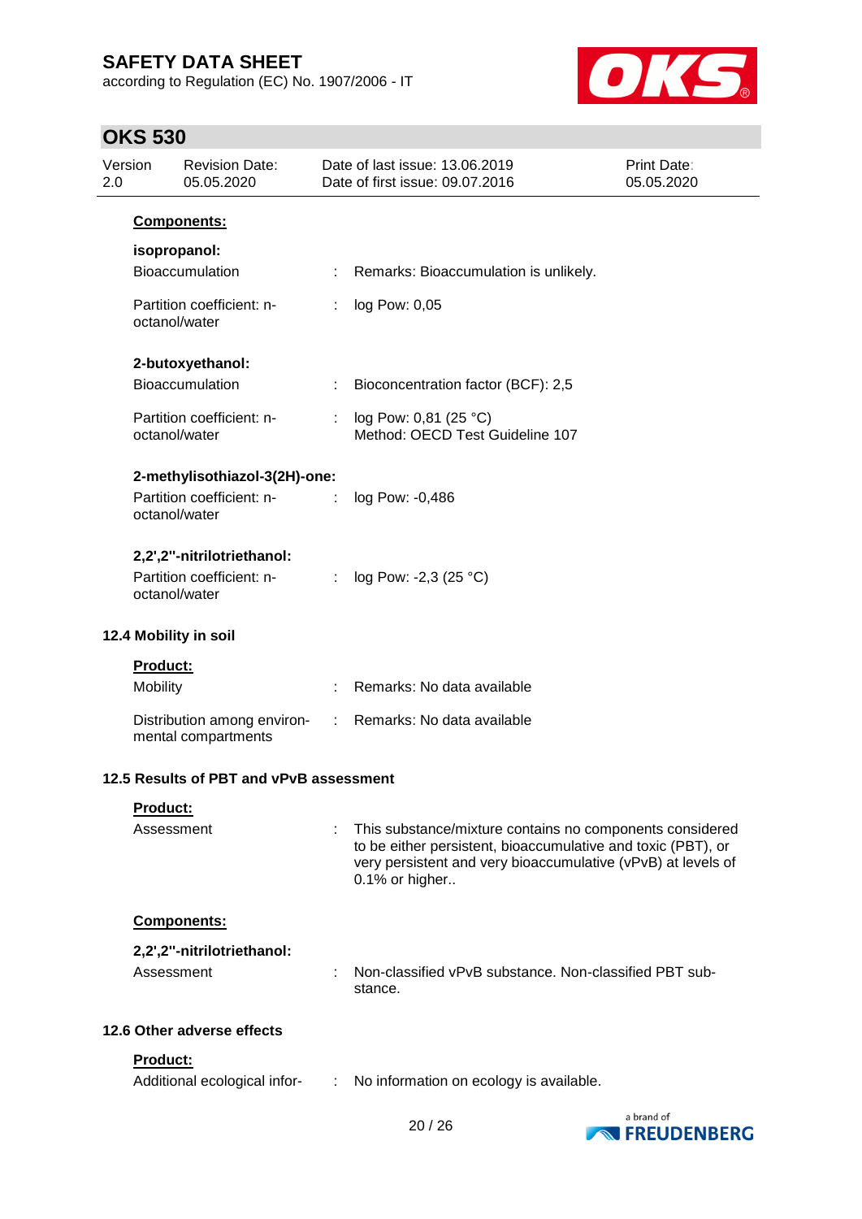**Components:**

**isopropanol:**

| | | |
|---|---|---|
| Bioaccumulation | : | Remarks: Bioaccumulation is unlikely. |
| Partition coefficient: n-octanol/water | : | log Pow: 0,05 |

**2-butoxyethanol:**

| | | |
|---|---|---|
| Bioaccumulation | : | Bioconcentration factor (BCF): 2,5 |
| Partition coefficient: n-octanol/water | : | log Pow: 0,81 (25 °C)<br>Method: OECD Test Guideline 107 |

**2-methylisothiazol-3(2H)-one:**

| | | |
|---|---|---|
| Partition coefficient: n-octanol/water | : | log Pow: -0,486 |

**2,2',2''-nitrilotriethanol:**

| | | |
|---|---|---|
| Partition coefficient: n-octanol/water | : | log Pow: -2,3 (25 °C) |

## 12.4 Mobility in soil

**Product:**

| | | |
|---|---|---|
| Mobility | : | Remarks: No data available |
| Distribution among environmental compartments | : | Remarks: No data available |

## 12.5 Results of PBT and vPvB assessment

**Product:**

| | | |
|---|---|---|
| Assessment | : | This substance/mixture contains no components considered to be either persistent, bioaccumulative and toxic (PBT), or very persistent and very bioaccumulative (vPvB) at levels of 0.1% or higher.. |

**Components:**

**2,2',2''-nitrilotriethanol:**

| | | |
|---|---|---|
| Assessment | : | Non-classified vPvB substance. Non-classified PBT substance. |

## 12.6 Other adverse effects

**Product:**

| | | |
|---|---|---|
| Additional ecological infor- | : | No information on ecology is available. |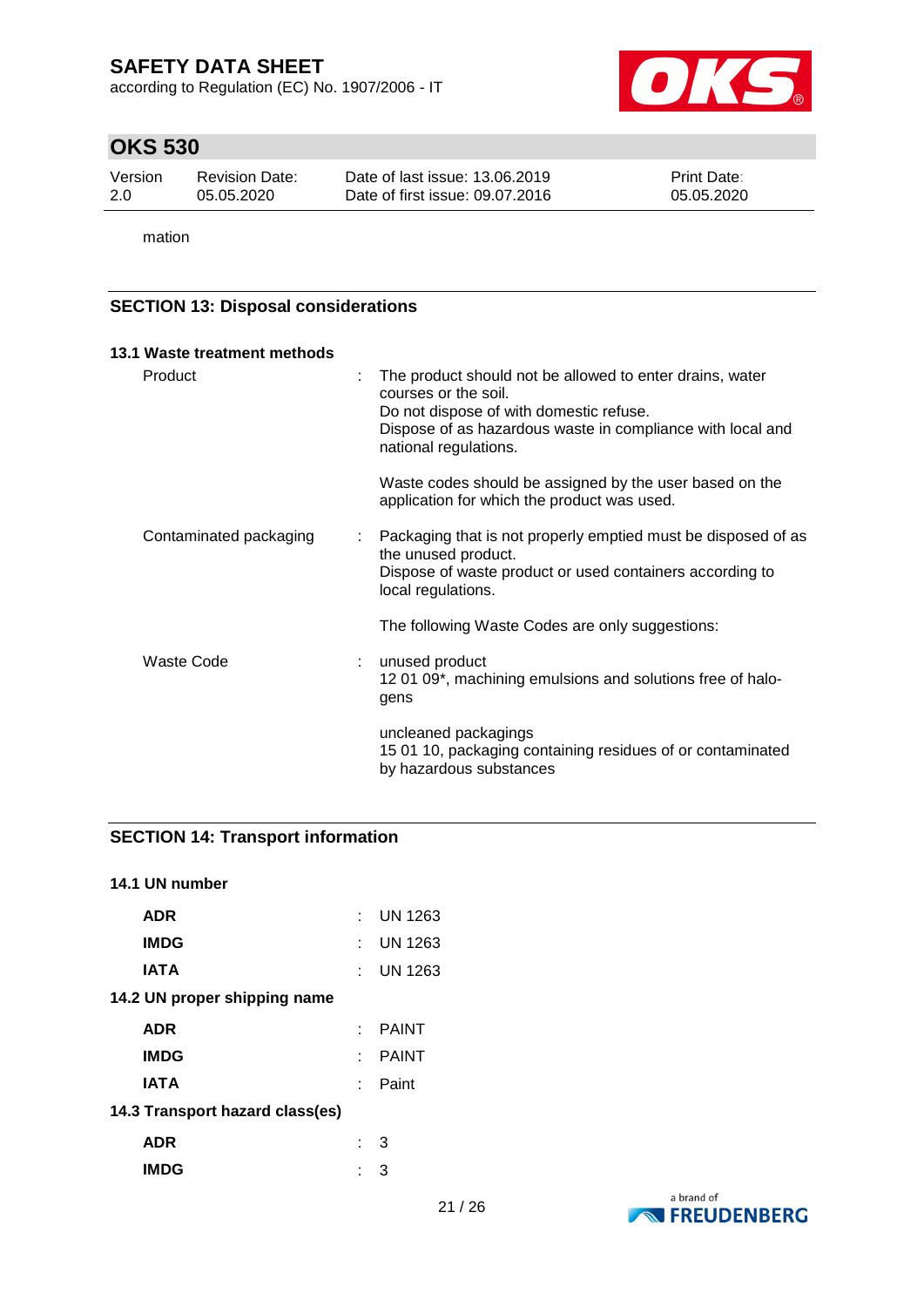mation

## SECTION 13: Disposal considerations

### 13.1 Waste treatment methods

| | |
|---|---|
| Product | : The product should not be allowed to enter drains, water courses or the soil.<br>Do not dispose of with domestic refuse.<br>Dispose of as hazardous waste in compliance with local and national regulations.<br><br>Waste codes should be assigned by the user based on the application for which the product was used. |
| Contaminated packaging | : Packaging that is not properly emptied must be disposed of as the unused product.<br>Dispose of waste product or used containers according to local regulations.<br><br>The following Waste Codes are only suggestions: |
| Waste Code | : unused product<br>12 01 09*, machining emulsions and solutions free of halogens<br><br>uncleaned packagings<br>15 01 10, packaging containing residues of or contaminated by hazardous substances |

## SECTION 14: Transport information

### 14.1 UN number

| | |
|---|---|
| **ADR** | : UN 1263 |
| **IMDG** | : UN 1263 |
| **IATA** | : UN 1263 |

### 14.2 UN proper shipping name

| | |
|---|---|
| **ADR** | : PAINT |
| **IMDG** | : PAINT |
| **IATA** | : Paint |

### 14.3 Transport hazard class(es)

| | |
|---|---|
| **ADR** | : 3 |
| **IMDG** | : 3 |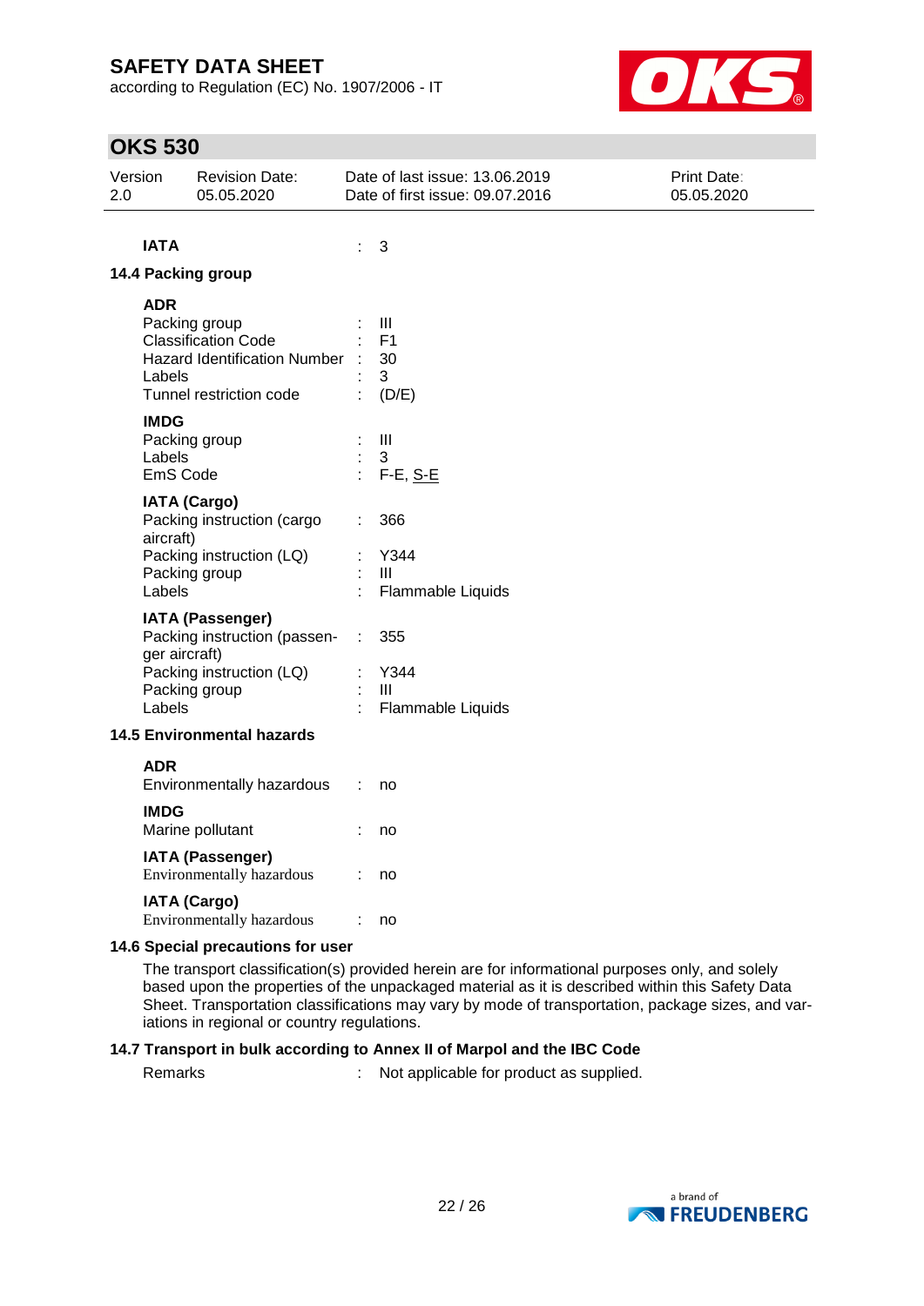**IATA** : 3

### 14.4 Packing group

**ADR**

| | | |
|---|---|---|
| Packing group | : | III |
| Classification Code | : | F1 |
| Hazard Identification Number | : | 30 |
| Labels | : | 3 |
| Tunnel restriction code | : | (D/E) |

**IMDG**

| | | |
|---|---|---|
| Packing group | : | III |
| Labels | : | 3 |
| EmS Code | : | F-E, S-E |

**IATA (Cargo)**

| | | |
|---|---|---|
| Packing instruction (cargo aircraft) | : | 366 |
| Packing instruction (LQ) | : | Y344 |
| Packing group | : | III |
| Labels | : | Flammable Liquids |

**IATA (Passenger)**

| | | |
|---|---|---|
| Packing instruction (passenger aircraft) | : | 355 |
| Packing instruction (LQ) | : | Y344 |
| Packing group | : | III |
| Labels | : | Flammable Liquids |

### 14.5 Environmental hazards

**ADR**

Environmentally hazardous : no

**IMDG**

Marine pollutant : no

**IATA (Passenger)**

Environmentally hazardous : no

**IATA (Cargo)**

Environmentally hazardous : no

### 14.6 Special precautions for user

The transport classification(s) provided herein are for informational purposes only, and solely based upon the properties of the unpackaged material as it is described within this Safety Data Sheet. Transportation classifications may vary by mode of transportation, package sizes, and variations in regional or country regulations.

### 14.7 Transport in bulk according to Annex II of Marpol and the IBC Code

Remarks : Not applicable for product as supplied.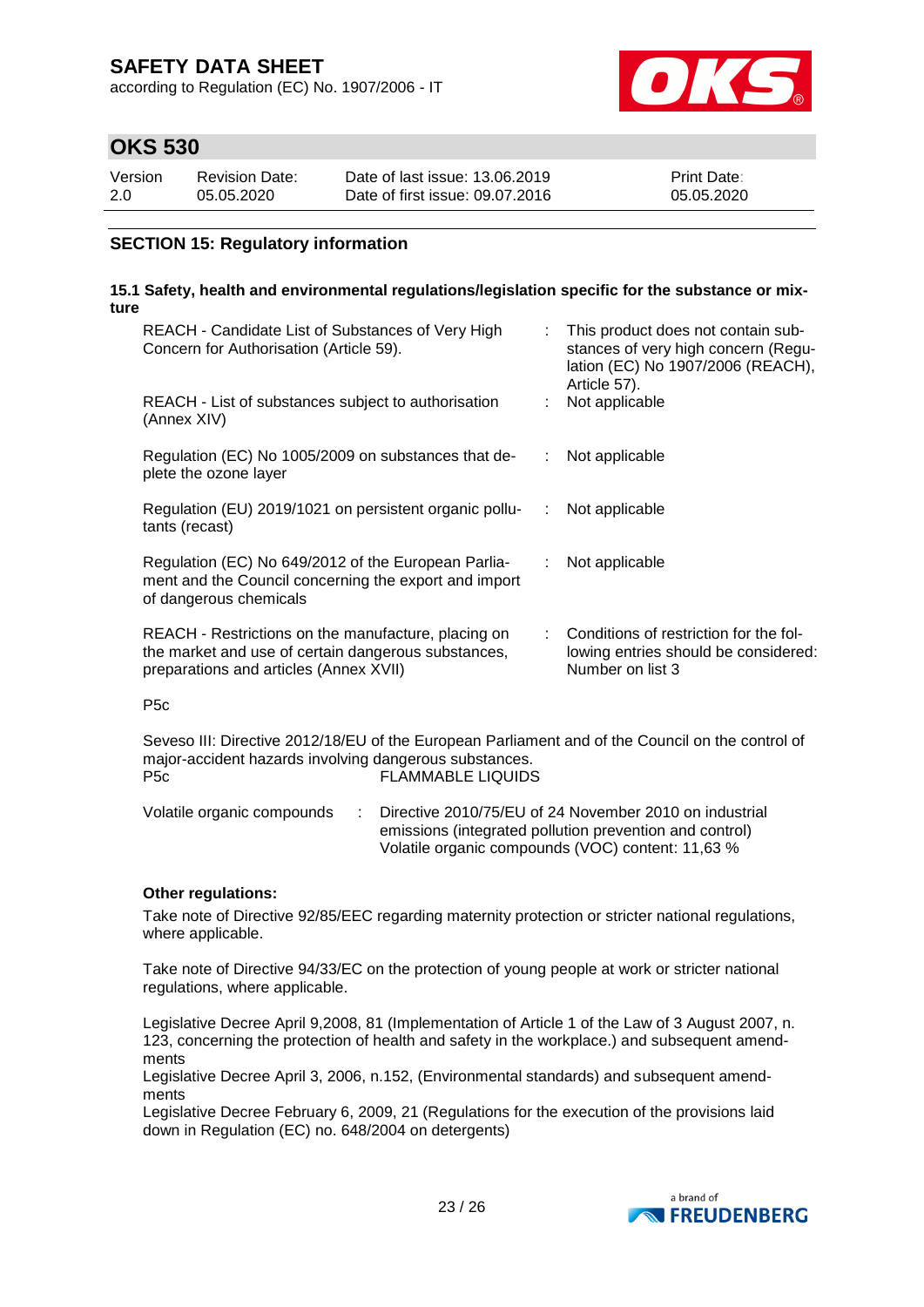## SECTION 15: Regulatory information

### 15.1 Safety, health and environmental regulations/legislation specific for the substance or mixture

| | | |
|---|---|---|
| REACH - Candidate List of Substances of Very High Concern for Authorisation (Article 59). | : | This product does not contain substances of very high concern (Regulation (EC) No 1907/2006 (REACH), Article 57). |
| REACH - List of substances subject to authorisation (Annex XIV) | : | Not applicable |
| Regulation (EC) No 1005/2009 on substances that deplete the ozone layer | : | Not applicable |
| Regulation (EU) 2019/1021 on persistent organic pollutants (recast) | : | Not applicable |
| Regulation (EC) No 649/2012 of the European Parliament and the Council concerning the export and import of dangerous chemicals | : | Not applicable |
| REACH - Restrictions on the manufacture, placing on the market and use of certain dangerous substances, preparations and articles (Annex XVII) | : | Conditions of restriction for the following entries should be considered: Number on list 3 |

P5c

Seveso III: Directive 2012/18/EU of the European Parliament and of the Council on the control of major-accident hazards involving dangerous substances.

P5c FLAMMABLE LIQUIDS

Volatile organic compounds : Directive 2010/75/EU of 24 November 2010 on industrial emissions (integrated pollution prevention and control) Volatile organic compounds (VOC) content: 11,63 %

**Other regulations:**

Take note of Directive 92/85/EEC regarding maternity protection or stricter national regulations, where applicable.

Take note of Directive 94/33/EC on the protection of young people at work or stricter national regulations, where applicable.

Legislative Decree April 9,2008, 81 (Implementation of Article 1 of the Law of 3 August 2007, n. 123, concerning the protection of health and safety in the workplace.) and subsequent amendments
Legislative Decree April 3, 2006, n.152, (Environmental standards) and subsequent amendments
Legislative Decree February 6, 2009, 21 (Regulations for the execution of the provisions laid down in Regulation (EC) no. 648/2004 on detergents)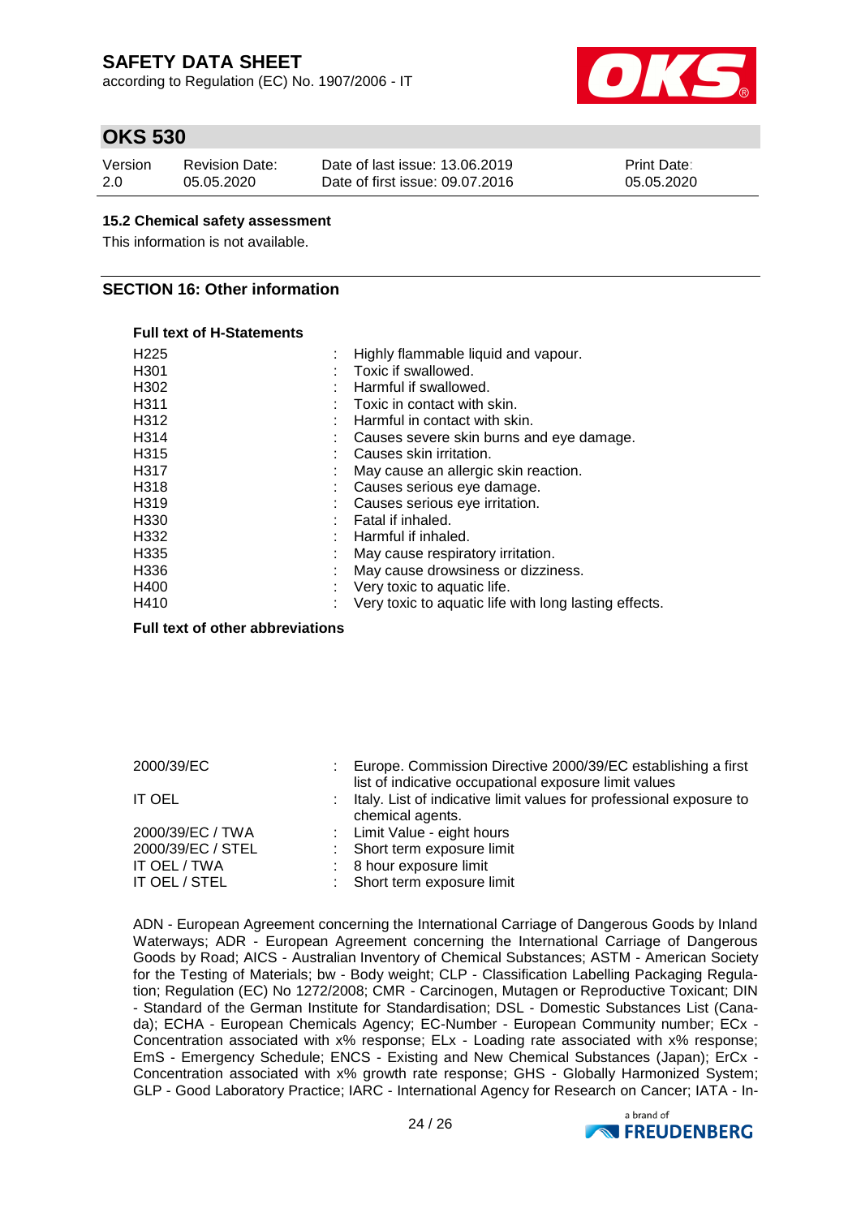### 15.2 Chemical safety assessment

This information is not available.

## SECTION 16: Other information

**Full text of H-Statements**

| | |
|---|---|
| H225 | : Highly flammable liquid and vapour. |
| H301 | : Toxic if swallowed. |
| H302 | : Harmful if swallowed. |
| H311 | : Toxic in contact with skin. |
| H312 | : Harmful in contact with skin. |
| H314 | : Causes severe skin burns and eye damage. |
| H315 | : Causes skin irritation. |
| H317 | : May cause an allergic skin reaction. |
| H318 | : Causes serious eye damage. |
| H319 | : Causes serious eye irritation. |
| H330 | : Fatal if inhaled. |
| H332 | : Harmful if inhaled. |
| H335 | : May cause respiratory irritation. |
| H336 | : May cause drowsiness or dizziness. |
| H400 | : Very toxic to aquatic life. |
| H410 | : Very toxic to aquatic life with long lasting effects. |

**Full text of other abbreviations**

| | |
|---|---|
| 2000/39/EC | : Europe. Commission Directive 2000/39/EC establishing a first list of indicative occupational exposure limit values |
| IT OEL | : Italy. List of indicative limit values for professional exposure to chemical agents. |
| 2000/39/EC / TWA | : Limit Value - eight hours |
| 2000/39/EC / STEL | : Short term exposure limit |
| IT OEL / TWA | : 8 hour exposure limit |
| IT OEL / STEL | : Short term exposure limit |

ADN - European Agreement concerning the International Carriage of Dangerous Goods by Inland Waterways; ADR - European Agreement concerning the International Carriage of Dangerous Goods by Road; AICS - Australian Inventory of Chemical Substances; ASTM - American Society for the Testing of Materials; bw - Body weight; CLP - Classification Labelling Packaging Regulation; Regulation (EC) No 1272/2008; CMR - Carcinogen, Mutagen or Reproductive Toxicant; DIN - Standard of the German Institute for Standardisation; DSL - Domestic Substances List (Canada); ECHA - European Chemicals Agency; EC-Number - European Community number; ECx - Concentration associated with x% response; ELx - Loading rate associated with x% response; EmS - Emergency Schedule; ENCS - Existing and New Chemical Substances (Japan); ErCx - Concentration associated with x% growth rate response; GHS - Globally Harmonized System; GLP - Good Laboratory Practice; IARC - International Agency for Research on Cancer; IATA - In-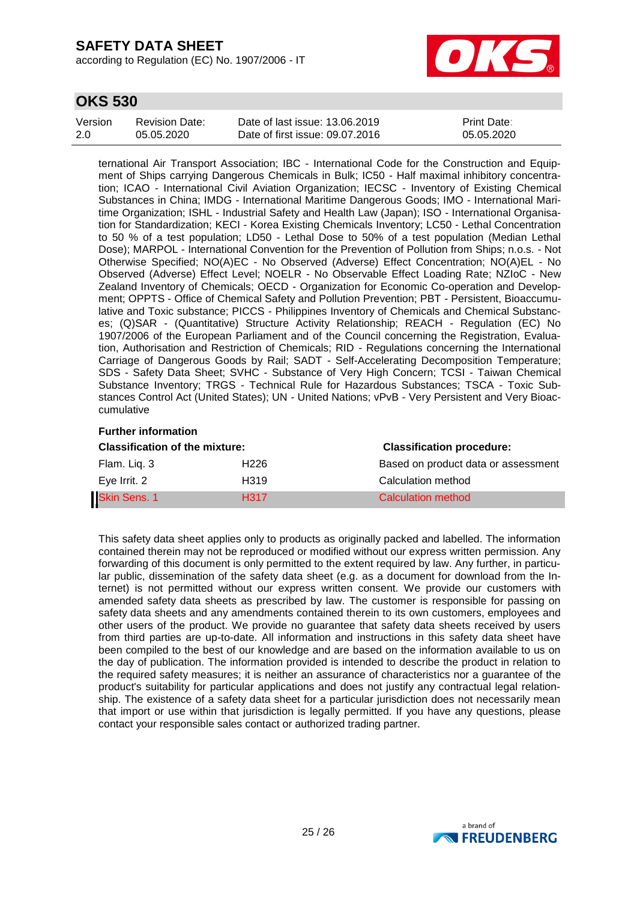ternational Air Transport Association; IBC - International Code for the Construction and Equipment of Ships carrying Dangerous Chemicals in Bulk; IC50 - Half maximal inhibitory concentration; ICAO - International Civil Aviation Organization; IECSC - Inventory of Existing Chemical Substances in China; IMDG - International Maritime Dangerous Goods; IMO - International Maritime Organization; ISHL - Industrial Safety and Health Law (Japan); ISO - International Organisation for Standardization; KECI - Korea Existing Chemicals Inventory; LC50 - Lethal Concentration to 50 % of a test population; LD50 - Lethal Dose to 50% of a test population (Median Lethal Dose); MARPOL - International Convention for the Prevention of Pollution from Ships; n.o.s. - Not Otherwise Specified; NO(A)EC - No Observed (Adverse) Effect Concentration; NO(A)EL - No Observed (Adverse) Effect Level; NOELR - No Observable Effect Loading Rate; NZIoC - New Zealand Inventory of Chemicals; OECD - Organization for Economic Co-operation and Development; OPPTS - Office of Chemical Safety and Pollution Prevention; PBT - Persistent, Bioaccumulative and Toxic substance; PICCS - Philippines Inventory of Chemicals and Chemical Substances; (Q)SAR - (Quantitative) Structure Activity Relationship; REACH - Regulation (EC) No 1907/2006 of the European Parliament and of the Council concerning the Registration, Evaluation, Authorisation and Restriction of Chemicals; RID - Regulations concerning the International Carriage of Dangerous Goods by Rail; SADT - Self-Accelerating Decomposition Temperature; SDS - Safety Data Sheet; SVHC - Substance of Very High Concern; TCSI - Taiwan Chemical Substance Inventory; TRGS - Technical Rule for Hazardous Substances; TSCA - Toxic Substances Control Act (United States); UN - United Nations; vPvB - Very Persistent and Very Bioaccumulative

**Further information**

| **Classification of the mixture:** | | **Classification procedure:** |
|---|---|---|
| Flam. Liq. 3 | H226 | Based on product data or assessment |
| Eye Irrit. 2 | H319 | Calculation method |
| Skin Sens. 1 | H317 | Calculation method |

This safety data sheet applies only to products as originally packed and labelled. The information contained therein may not be reproduced or modified without our express written permission. Any forwarding of this document is only permitted to the extent required by law. Any further, in particular public, dissemination of the safety data sheet (e.g. as a document for download from the Internet) is not permitted without our express written consent. We provide our customers with amended safety data sheets as prescribed by law. The customer is responsible for passing on safety data sheets and any amendments contained therein to its own customers, employees and other users of the product. We provide no guarantee that safety data sheets received by users from third parties are up-to-date. All information and instructions in this safety data sheet have been compiled to the best of our knowledge and are based on the information available to us on the day of publication. The information provided is intended to describe the product in relation to the required safety measures; it is neither an assurance of characteristics nor a guarantee of the product's suitability for particular applications and does not justify any contractual legal relationship. The existence of a safety data sheet for a particular jurisdiction does not necessarily mean that import or use within that jurisdiction is legally permitted. If you have any questions, please contact your responsible sales contact or authorized trading partner.